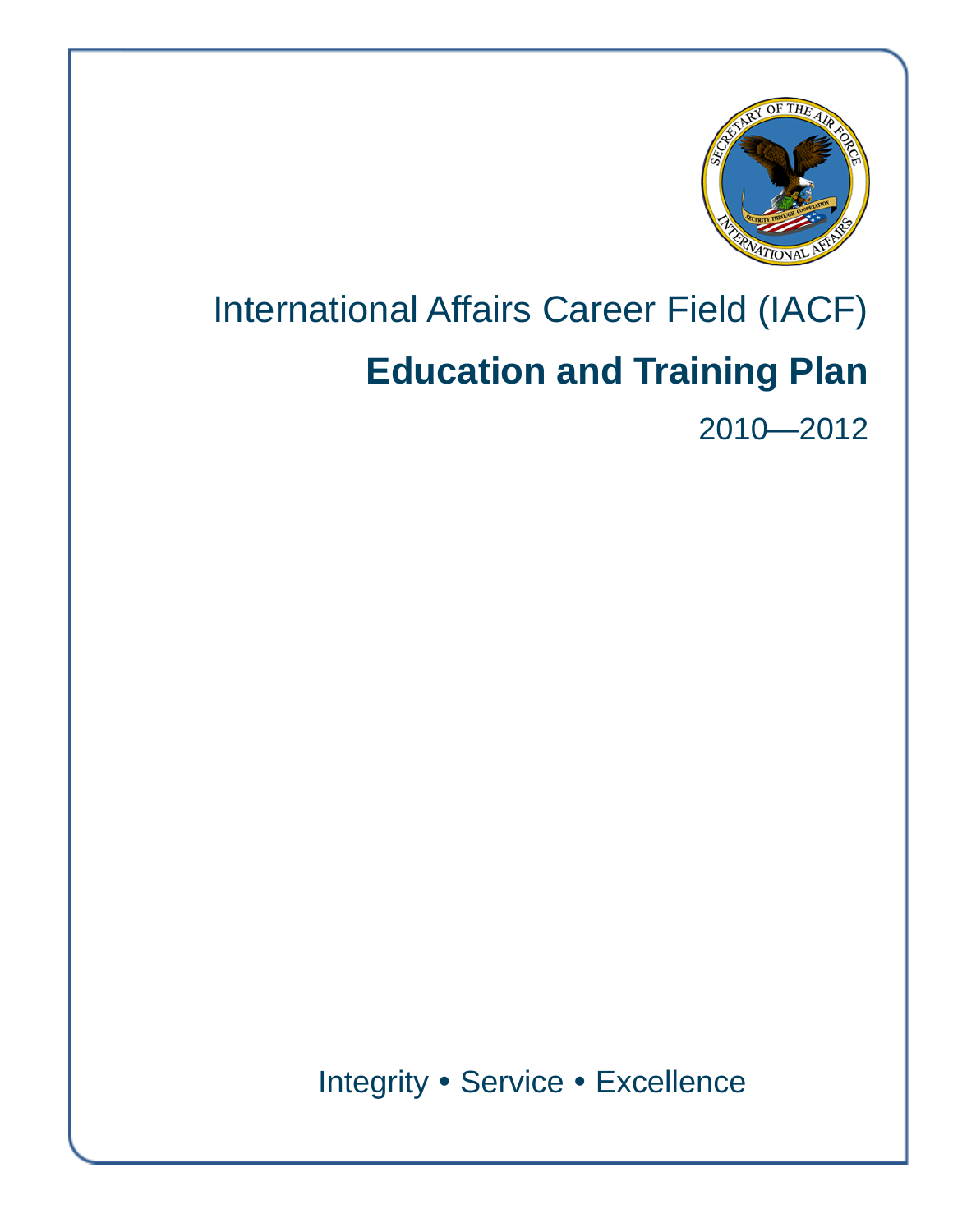# International Affairs Career Field (IACF)

## Education and Training Plan

2010—2012

Integrity • Service • Excellence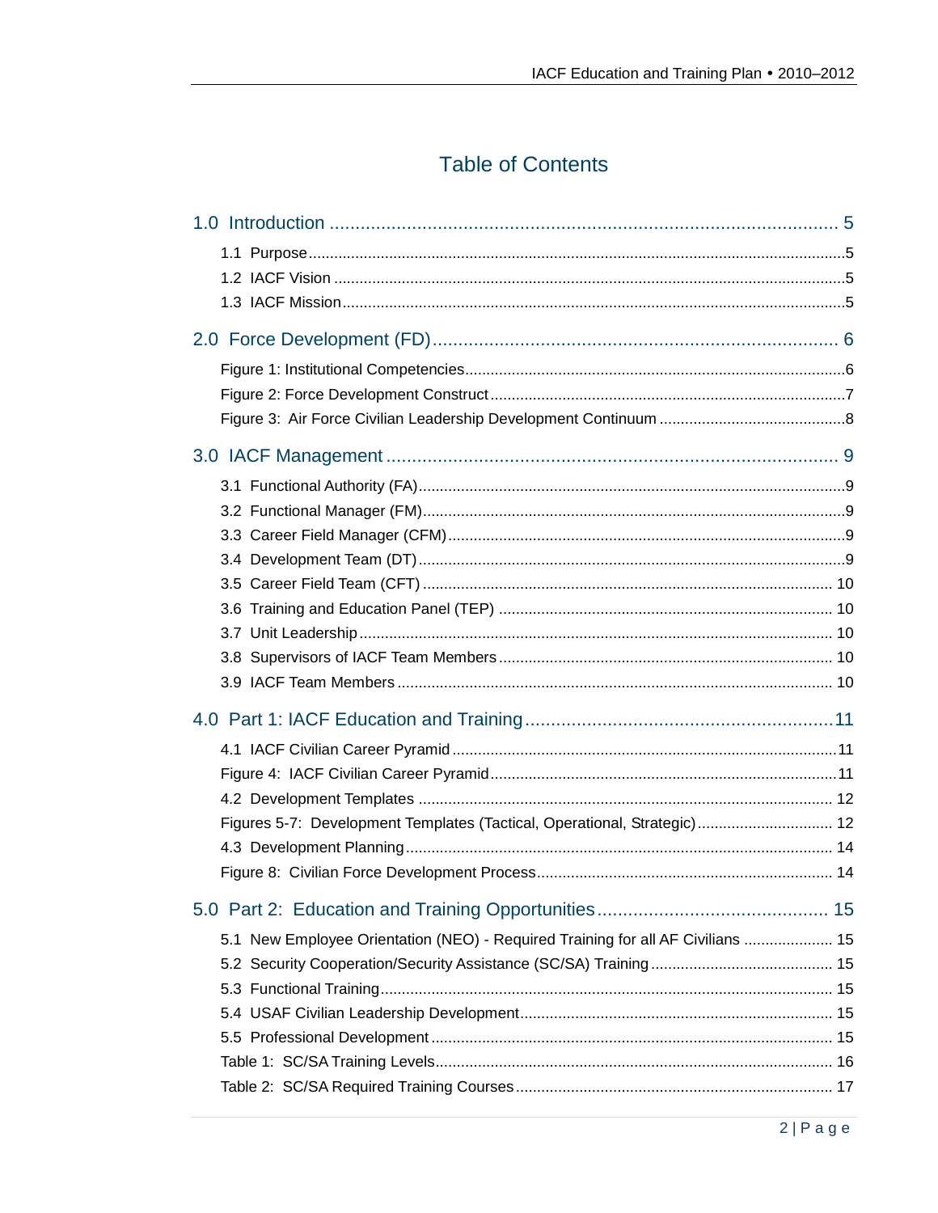# Table of Contents

1.0 Introduction ........................................................................................ 5

- 1.1 Purpose ........................................................................................ 5
- 1.2 IACF Vision ........................................................................................ 5
- 1.3 IACF Mission ........................................................................................ 5

2.0 Force Development (FD) ........................................................................................ 6

- Figure 1: Institutional Competencies ........................................................................................ 6
- Figure 2: Force Development Construct ........................................................................................ 7
- Figure 3: Air Force Civilian Leadership Development Continuum ........................................................................................ 8

3.0 IACF Management ........................................................................................ 9

- 3.1 Functional Authority (FA) ........................................................................................ 9
- 3.2 Functional Manager (FM) ........................................................................................ 9
- 3.3 Career Field Manager (CFM) ........................................................................................ 9
- 3.4 Development Team (DT) ........................................................................................ 9
- 3.5 Career Field Team (CFT) ........................................................................................ 10
- 3.6 Training and Education Panel (TEP) ........................................................................................ 10
- 3.7 Unit Leadership ........................................................................................ 10
- 3.8 Supervisors of IACF Team Members ........................................................................................ 10
- 3.9 IACF Team Members ........................................................................................ 10

4.0 Part 1: IACF Education and Training ........................................................................................ 11

- 4.1 IACF Civilian Career Pyramid ........................................................................................ 11
- Figure 4: IACF Civilian Career Pyramid ........................................................................................ 11
- 4.2 Development Templates ........................................................................................ 12
- Figures 5-7: Development Templates (Tactical, Operational, Strategic) ........................................................................................ 12
- 4.3 Development Planning ........................................................................................ 14
- Figure 8: Civilian Force Development Process ........................................................................................ 14

5.0 Part 2: Education and Training Opportunities ........................................................................................ 15

- 5.1 New Employee Orientation (NEO) - Required Training for all AF Civilians ........................................................................................ 15
- 5.2 Security Cooperation/Security Assistance (SC/SA) Training ........................................................................................ 15
- 5.3 Functional Training ........................................................................................ 15
- 5.4 USAF Civilian Leadership Development ........................................................................................ 15
- 5.5 Professional Development ........................................................................................ 15
- Table 1: SC/SA Training Levels ........................................................................................ 16
- Table 2: SC/SA Required Training Courses ........................................................................................ 17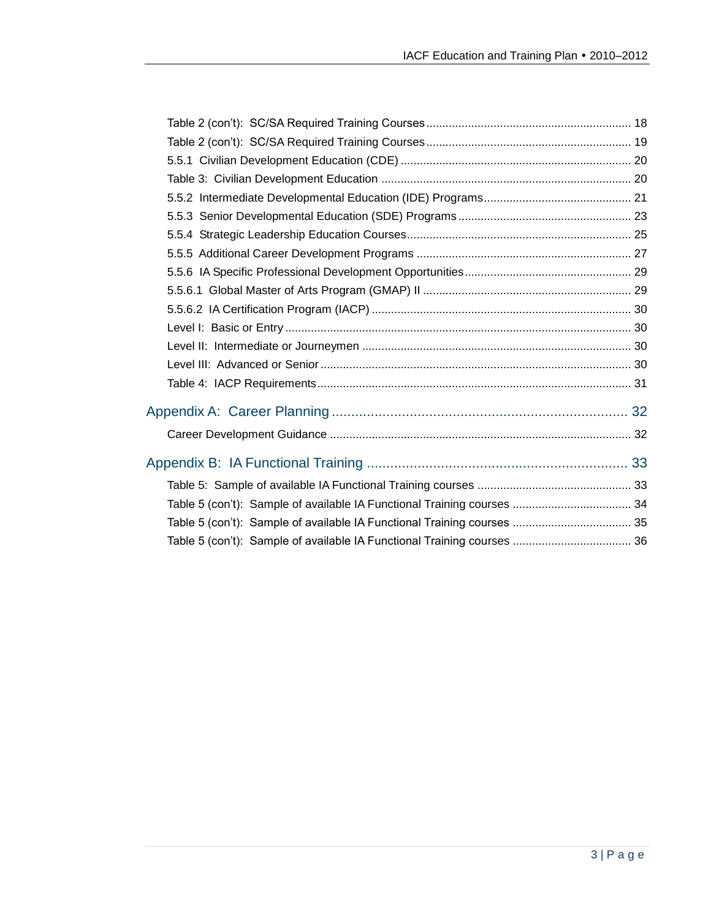Table 2 (con't): SC/SA Required Training Courses ........................................................................ 18

Table 2 (con't): SC/SA Required Training Courses ........................................................................ 19

5.5.1 Civilian Development Education (CDE) ........................................................................ 20

Table 3: Civilian Development Education ........................................................................ 20

5.5.2 Intermediate Developmental Education (IDE) Programs ........................................................................ 21

5.5.3 Senior Developmental Education (SDE) Programs ........................................................................ 23

5.5.4 Strategic Leadership Education Courses ........................................................................ 25

5.5.5 Additional Career Development Programs ........................................................................ 27

5.5.6 IA Specific Professional Development Opportunities ........................................................................ 29

5.5.6.1 Global Master of Arts Program (GMAP) II ........................................................................ 29

5.5.6.2 IA Certification Program (IACP) ........................................................................ 30

Level I: Basic or Entry ........................................................................ 30

Level II: Intermediate or Journeymen ........................................................................ 30

Level III: Advanced or Senior ........................................................................ 30

Table 4: IACP Requirements ........................................................................ 31

Appendix A: Career Planning ........................................................................ 32

Career Development Guidance ........................................................................ 32

Appendix B: IA Functional Training ........................................................................ 33

Table 5: Sample of available IA Functional Training courses ........................................................................ 33

Table 5 (con't): Sample of available IA Functional Training courses ........................................................................ 34

Table 5 (con't): Sample of available IA Functional Training courses ........................................................................ 35

Table 5 (con't): Sample of available IA Functional Training courses ........................................................................ 36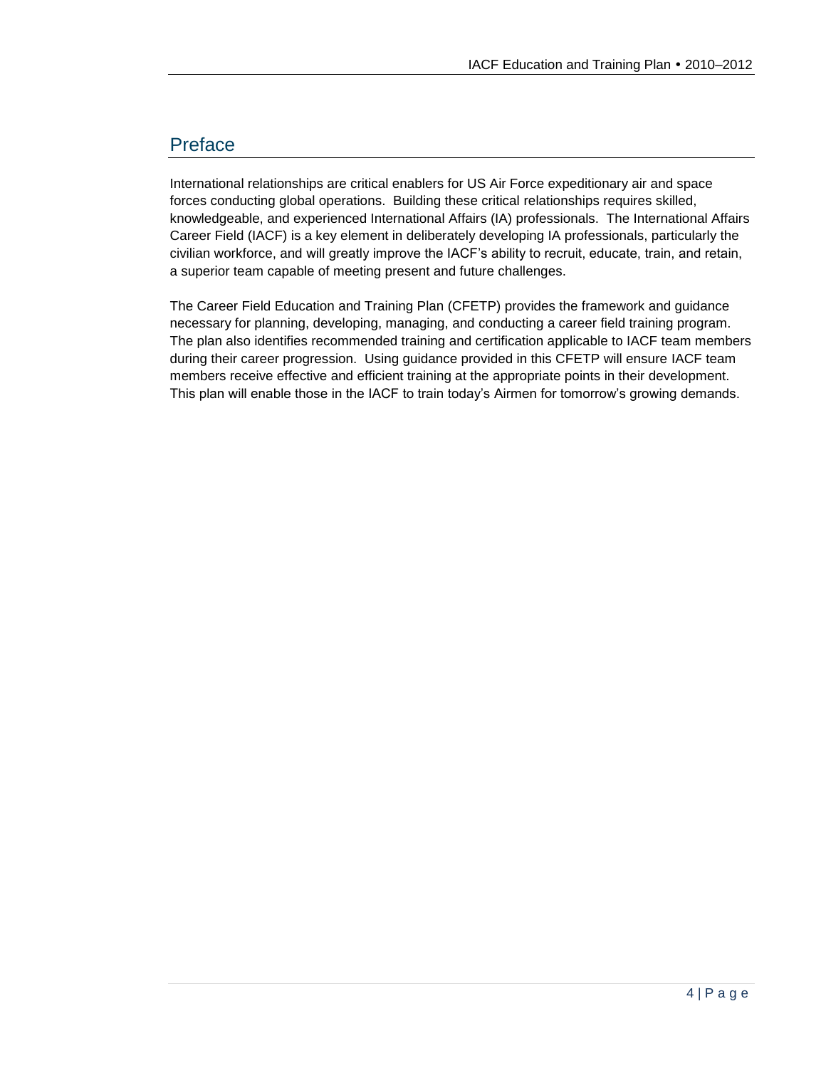## Preface

International relationships are critical enablers for US Air Force expeditionary air and space forces conducting global operations. Building these critical relationships requires skilled, knowledgeable, and experienced International Affairs (IA) professionals. The International Affairs Career Field (IACF) is a key element in deliberately developing IA professionals, particularly the civilian workforce, and will greatly improve the IACF's ability to recruit, educate, train, and retain, a superior team capable of meeting present and future challenges.

The Career Field Education and Training Plan (CFETP) provides the framework and guidance necessary for planning, developing, managing, and conducting a career field training program. The plan also identifies recommended training and certification applicable to IACF team members during their career progression. Using guidance provided in this CFETP will ensure IACF team members receive effective and efficient training at the appropriate points in their development. This plan will enable those in the IACF to train today's Airmen for tomorrow's growing demands.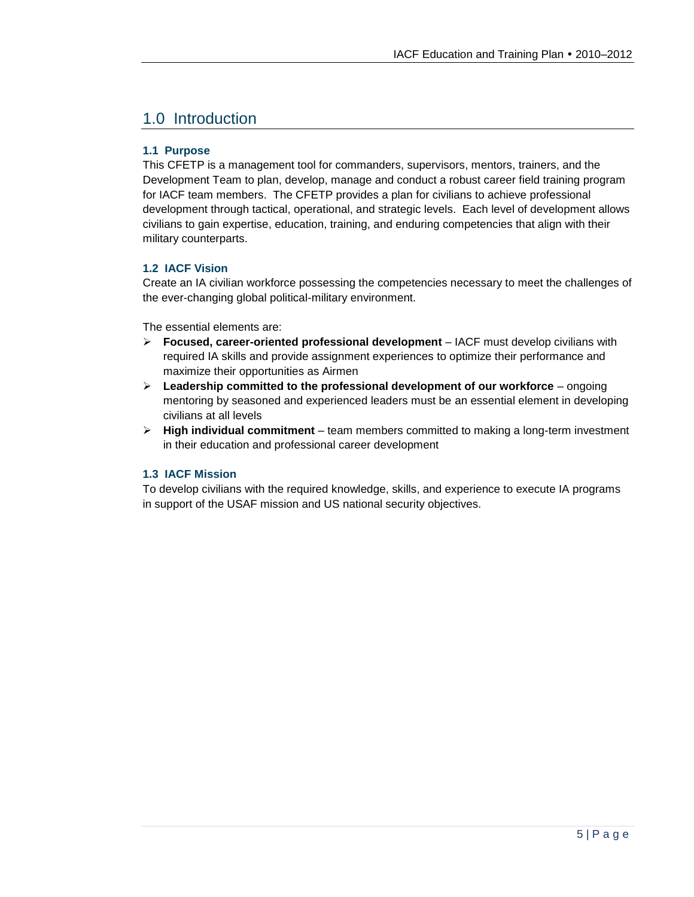# 1.0 Introduction

### 1.1 Purpose

This CFETP is a management tool for commanders, supervisors, mentors, trainers, and the Development Team to plan, develop, manage and conduct a robust career field training program for IACF team members. The CFETP provides a plan for civilians to achieve professional development through tactical, operational, and strategic levels. Each level of development allows civilians to gain expertise, education, training, and enduring competencies that align with their military counterparts.

### 1.2 IACF Vision

Create an IA civilian workforce possessing the competencies necessary to meet the challenges of the ever-changing global political-military environment.

The essential elements are:

- **Focused, career-oriented professional development** – IACF must develop civilians with required IA skills and provide assignment experiences to optimize their performance and maximize their opportunities as Airmen
- **Leadership committed to the professional development of our workforce** – ongoing mentoring by seasoned and experienced leaders must be an essential element in developing civilians at all levels
- **High individual commitment** – team members committed to making a long-term investment in their education and professional career development

### 1.3 IACF Mission

To develop civilians with the required knowledge, skills, and experience to execute IA programs in support of the USAF mission and US national security objectives.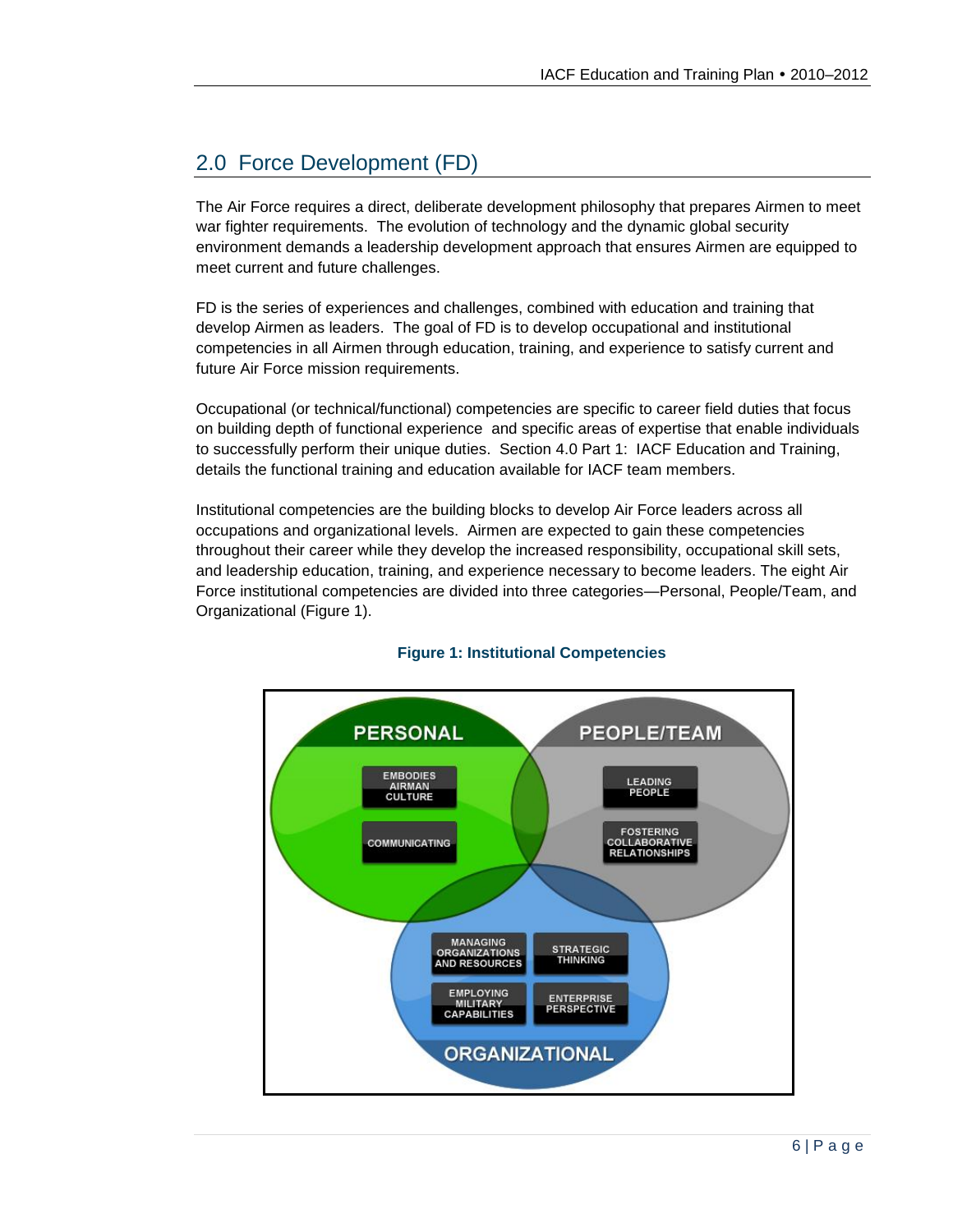## 2.0 Force Development (FD)

The Air Force requires a direct, deliberate development philosophy that prepares Airmen to meet war fighter requirements. The evolution of technology and the dynamic global security environment demands a leadership development approach that ensures Airmen are equipped to meet current and future challenges.

FD is the series of experiences and challenges, combined with education and training that develop Airmen as leaders. The goal of FD is to develop occupational and institutional competencies in all Airmen through education, training, and experience to satisfy current and future Air Force mission requirements.

Occupational (or technical/functional) competencies are specific to career field duties that focus on building depth of functional experience and specific areas of expertise that enable individuals to successfully perform their unique duties. Section 4.0 Part 1: IACF Education and Training, details the functional training and education available for IACF team members.

Institutional competencies are the building blocks to develop Air Force leaders across all occupations and organizational levels. Airmen are expected to gain these competencies throughout their career while they develop the increased responsibility, occupational skill sets, and leadership education, training, and experience necessary to become leaders. The eight Air Force institutional competencies are divided into three categories—Personal, People/Team, and Organizational (Figure 1).

**Figure 1: Institutional Competencies**

PERSONAL: EMBODIES AIRMAN CULTURE; COMMUNICATING

PEOPLE/TEAM: LEADING PEOPLE; FOSTERING COLLABORATIVE RELATIONSHIPS

ORGANIZATIONAL: MANAGING ORGANIZATIONS AND RESOURCES; STRATEGIC THINKING; EMPLOYING MILITARY CAPABILITIES; ENTERPRISE PERSPECTIVE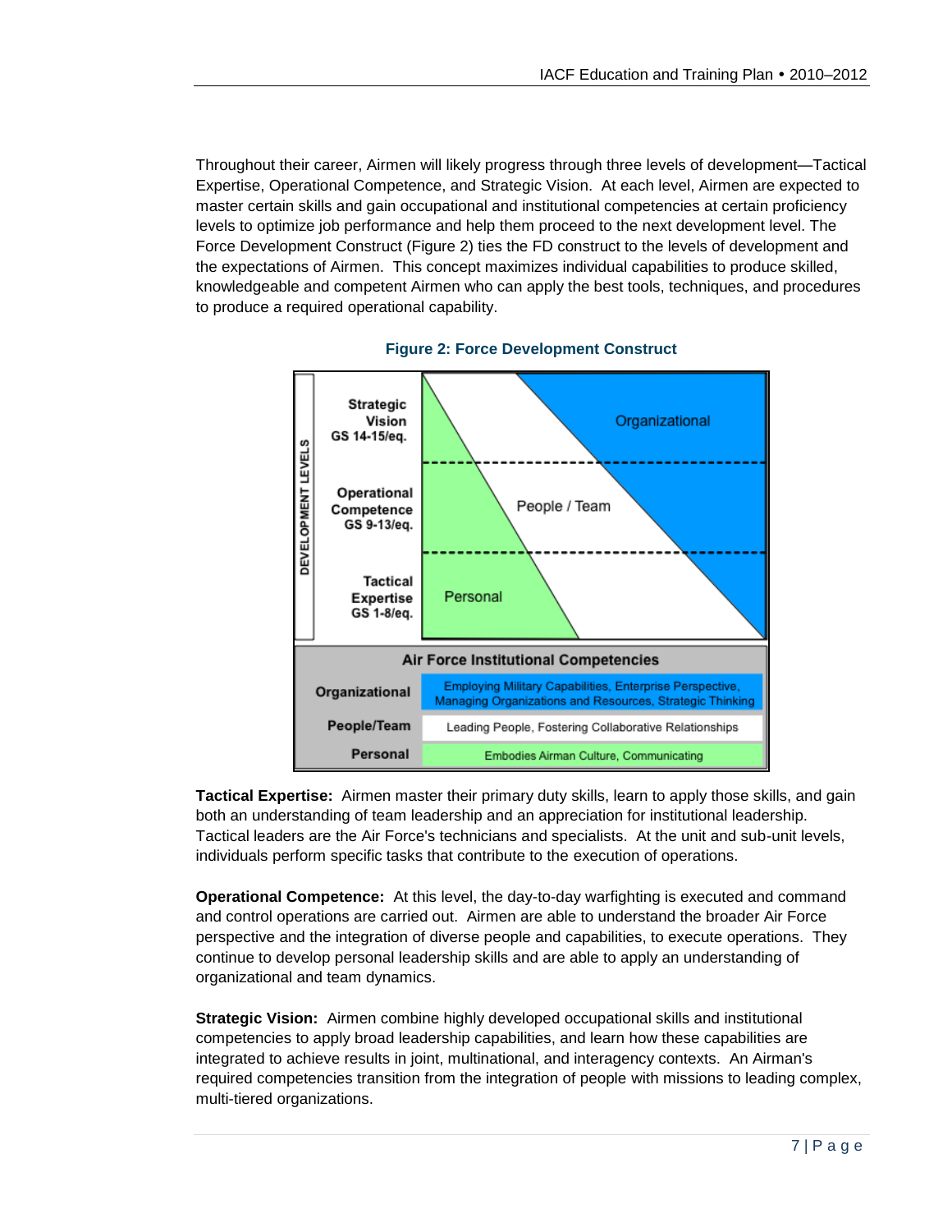Throughout their career, Airmen will likely progress through three levels of development—Tactical Expertise, Operational Competence, and Strategic Vision. At each level, Airmen are expected to master certain skills and gain occupational and institutional competencies at certain proficiency levels to optimize job performance and help them proceed to the next development level. The Force Development Construct (Figure 2) ties the FD construct to the levels of development and the expectations of Airmen. This concept maximizes individual capabilities to produce skilled, knowledgeable and competent Airmen who can apply the best tools, techniques, and procedures to produce a required operational capability.

**Figure 2: Force Development Construct**

| DEVELOPMENT LEVELS | |
| --- | --- |
| Strategic Vision GS 14-15/eq. | Organizational |
| Operational Competence GS 9-13/eq. | People / Team |
| Tactical Expertise GS 1-8/eq. | Personal |

| Air Force Institutional Competencies | |
| --- | --- |
| Organizational | Employing Military Capabilities, Enterprise Perspective, Managing Organizations and Resources, Strategic Thinking |
| People/Team | Leading People, Fostering Collaborative Relationships |
| Personal | Embodies Airman Culture, Communicating |

**Tactical Expertise:** Airmen master their primary duty skills, learn to apply those skills, and gain both an understanding of team leadership and an appreciation for institutional leadership. Tactical leaders are the Air Force's technicians and specialists. At the unit and sub-unit levels, individuals perform specific tasks that contribute to the execution of operations.

**Operational Competence:** At this level, the day-to-day warfighting is executed and command and control operations are carried out. Airmen are able to understand the broader Air Force perspective and the integration of diverse people and capabilities, to execute operations. They continue to develop personal leadership skills and are able to apply an understanding of organizational and team dynamics.

**Strategic Vision:** Airmen combine highly developed occupational skills and institutional competencies to apply broad leadership capabilities, and learn how these capabilities are integrated to achieve results in joint, multinational, and interagency contexts. An Airman's required competencies transition from the integration of people with missions to leading complex, multi-tiered organizations.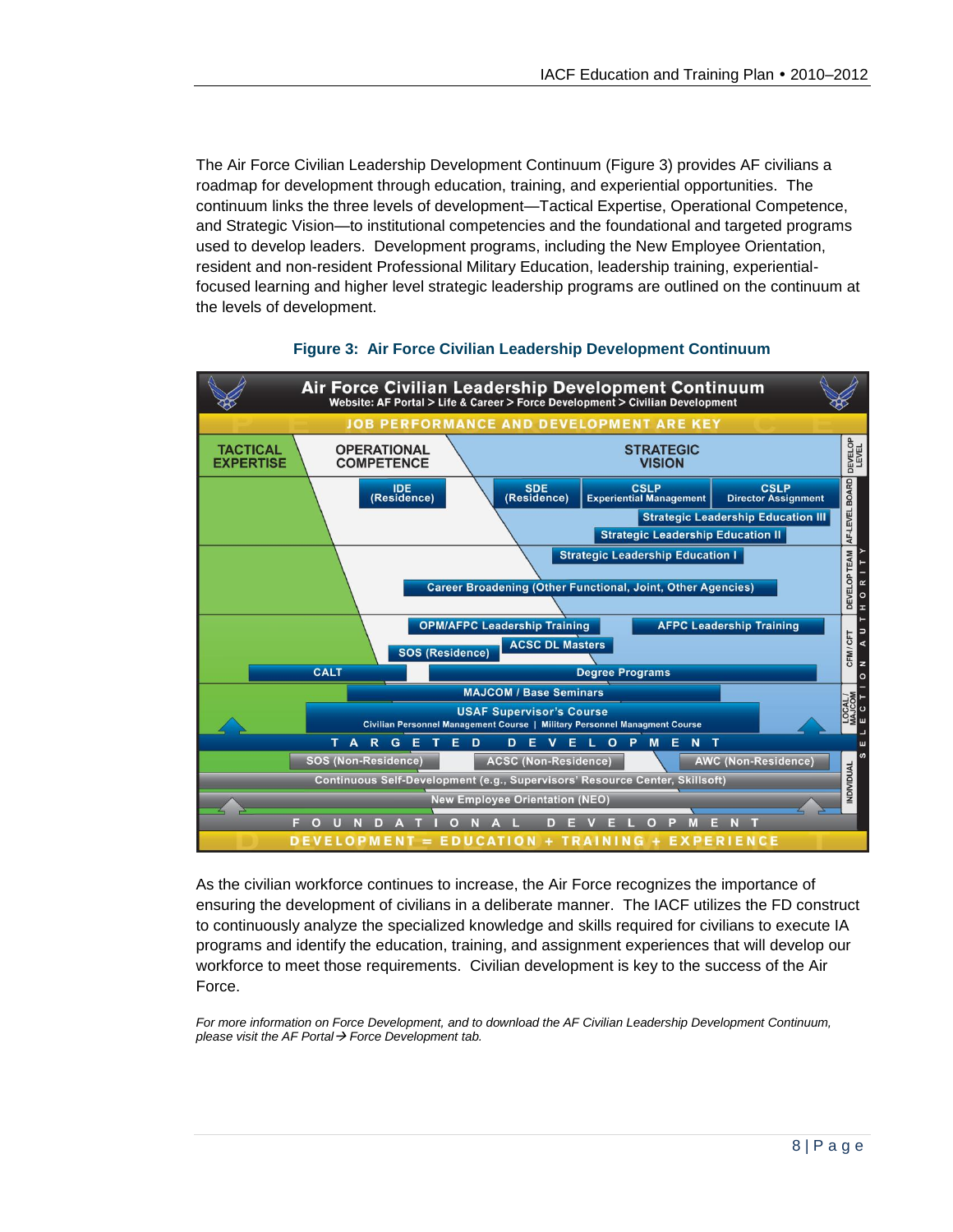The Air Force Civilian Leadership Development Continuum (Figure 3) provides AF civilians a roadmap for development through education, training, and experiential opportunities. The continuum links the three levels of development—Tactical Expertise, Operational Competence, and Strategic Vision—to institutional competencies and the foundational and targeted programs used to develop leaders. Development programs, including the New Employee Orientation, resident and non-resident Professional Military Education, leadership training, experiential-focused learning and higher level strategic leadership programs are outlined on the continuum at the levels of development.

**Figure 3: Air Force Civilian Leadership Development Continuum**

**Air Force Civilian Leadership Development Continuum**
Website: AF Portal > Life & Career > Force Development > Civilian Development

JOB PERFORMANCE AND DEVELOPMENT ARE KEY

| TACTICAL EXPERTISE | OPERATIONAL COMPETENCE | STRATEGIC VISION | DEVELOP LEVEL |
|---|---|---|---|

- IDE (Residence)
- SDE (Residence)
- CSLP Experiential Management
- CSLP Director Assignment
- Strategic Leadership Education III
- Strategic Leadership Education II
- Strategic Leadership Education I
- Career Broadening (Other Functional, Joint, Other Agencies)
- OPM/AFPC Leadership Training
- AFPC Leadership Training
- ACSC DL Masters
- SOS (Residence)
- CALT
- Degree Programs
- MAJCOM / Base Seminars
- USAF Supervisor's Course
- Civilian Personnel Management Course | Military Personnel Management Course

TARGETED DEVELOPMENT

- SOS (Non-Residence)
- ACSC (Non-Residence)
- AWC (Non-Residence)
- Continuous Self-Development (e.g., Supervisors' Resource Center, Skillsoft)
- New Employee Orientation (NEO)

FOUNDATIONAL DEVELOPMENT

SELECTION AUTHORITY: AF-LEVEL BOARD; DEVELOP TEAM; CFM / CFT; LOCAL / MAJCOM; INDIVIDUAL

DEVELOPMENT = EDUCATION + TRAINING + EXPERIENCE

As the civilian workforce continues to increase, the Air Force recognizes the importance of ensuring the development of civilians in a deliberate manner. The IACF utilizes the FD construct to continuously analyze the specialized knowledge and skills required for civilians to execute IA programs and identify the education, training, and assignment experiences that will develop our workforce to meet those requirements. Civilian development is key to the success of the Air Force.

*For more information on Force Development, and to download the AF Civilian Leadership Development Continuum, please visit the AF Portal → Force Development tab.*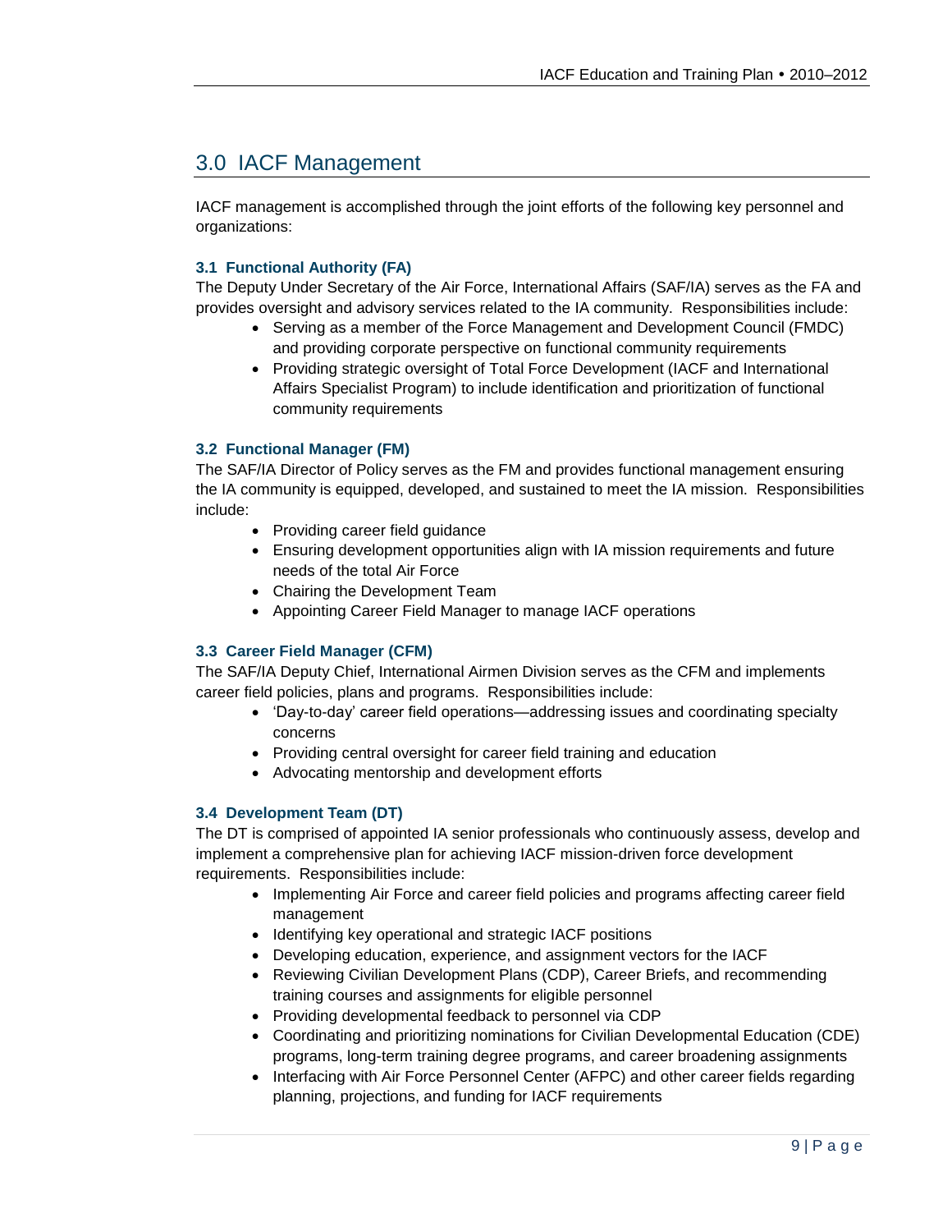# 3.0 IACF Management

IACF management is accomplished through the joint efforts of the following key personnel and organizations:

### 3.1 Functional Authority (FA)

The Deputy Under Secretary of the Air Force, International Affairs (SAF/IA) serves as the FA and provides oversight and advisory services related to the IA community. Responsibilities include:

- Serving as a member of the Force Management and Development Council (FMDC) and providing corporate perspective on functional community requirements
- Providing strategic oversight of Total Force Development (IACF and International Affairs Specialist Program) to include identification and prioritization of functional community requirements

### 3.2 Functional Manager (FM)

The SAF/IA Director of Policy serves as the FM and provides functional management ensuring the IA community is equipped, developed, and sustained to meet the IA mission. Responsibilities include:

- Providing career field guidance
- Ensuring development opportunities align with IA mission requirements and future needs of the total Air Force
- Chairing the Development Team
- Appointing Career Field Manager to manage IACF operations

### 3.3 Career Field Manager (CFM)

The SAF/IA Deputy Chief, International Airmen Division serves as the CFM and implements career field policies, plans and programs. Responsibilities include:

- 'Day-to-day' career field operations—addressing issues and coordinating specialty concerns
- Providing central oversight for career field training and education
- Advocating mentorship and development efforts

### 3.4 Development Team (DT)

The DT is comprised of appointed IA senior professionals who continuously assess, develop and implement a comprehensive plan for achieving IACF mission-driven force development requirements. Responsibilities include:

- Implementing Air Force and career field policies and programs affecting career field management
- Identifying key operational and strategic IACF positions
- Developing education, experience, and assignment vectors for the IACF
- Reviewing Civilian Development Plans (CDP), Career Briefs, and recommending training courses and assignments for eligible personnel
- Providing developmental feedback to personnel via CDP
- Coordinating and prioritizing nominations for Civilian Developmental Education (CDE) programs, long-term training degree programs, and career broadening assignments
- Interfacing with Air Force Personnel Center (AFPC) and other career fields regarding planning, projections, and funding for IACF requirements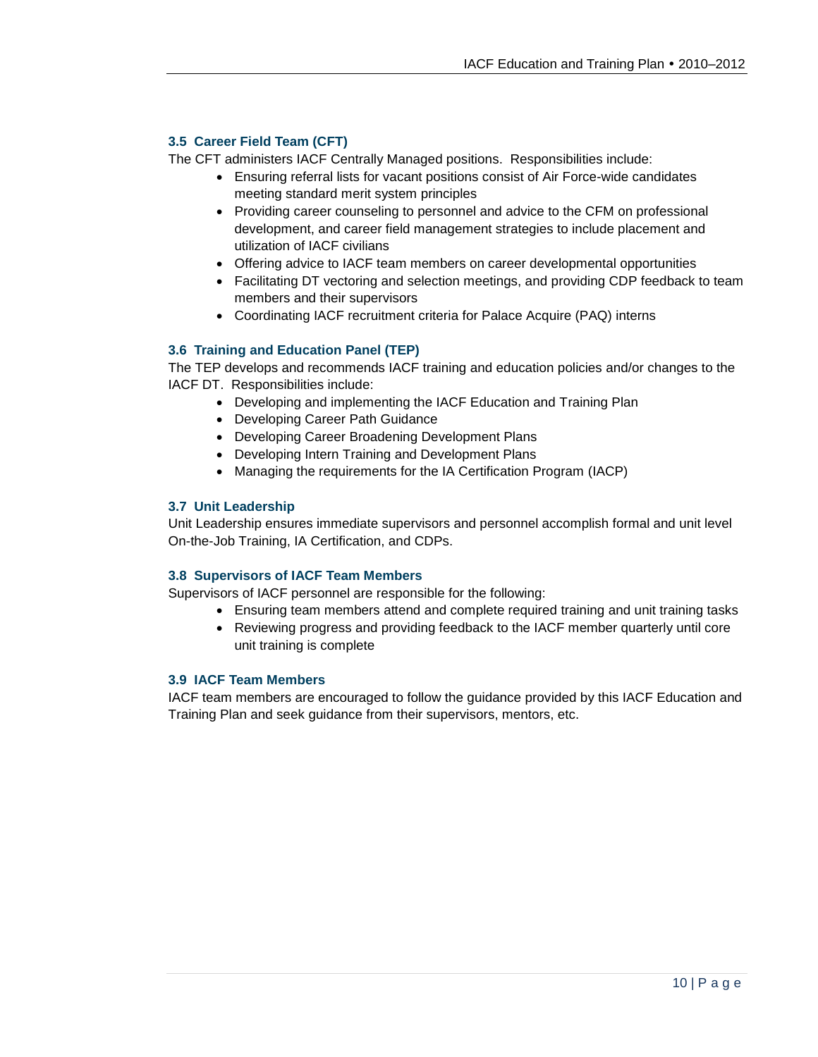### 3.5 Career Field Team (CFT)

The CFT administers IACF Centrally Managed positions. Responsibilities include:

- Ensuring referral lists for vacant positions consist of Air Force-wide candidates meeting standard merit system principles
- Providing career counseling to personnel and advice to the CFM on professional development, and career field management strategies to include placement and utilization of IACF civilians
- Offering advice to IACF team members on career developmental opportunities
- Facilitating DT vectoring and selection meetings, and providing CDP feedback to team members and their supervisors
- Coordinating IACF recruitment criteria for Palace Acquire (PAQ) interns

### 3.6 Training and Education Panel (TEP)

The TEP develops and recommends IACF training and education policies and/or changes to the IACF DT. Responsibilities include:

- Developing and implementing the IACF Education and Training Plan
- Developing Career Path Guidance
- Developing Career Broadening Development Plans
- Developing Intern Training and Development Plans
- Managing the requirements for the IA Certification Program (IACP)

### 3.7 Unit Leadership

Unit Leadership ensures immediate supervisors and personnel accomplish formal and unit level On-the-Job Training, IA Certification, and CDPs.

### 3.8 Supervisors of IACF Team Members

Supervisors of IACF personnel are responsible for the following:

- Ensuring team members attend and complete required training and unit training tasks
- Reviewing progress and providing feedback to the IACF member quarterly until core unit training is complete

### 3.9 IACF Team Members

IACF team members are encouraged to follow the guidance provided by this IACF Education and Training Plan and seek guidance from their supervisors, mentors, etc.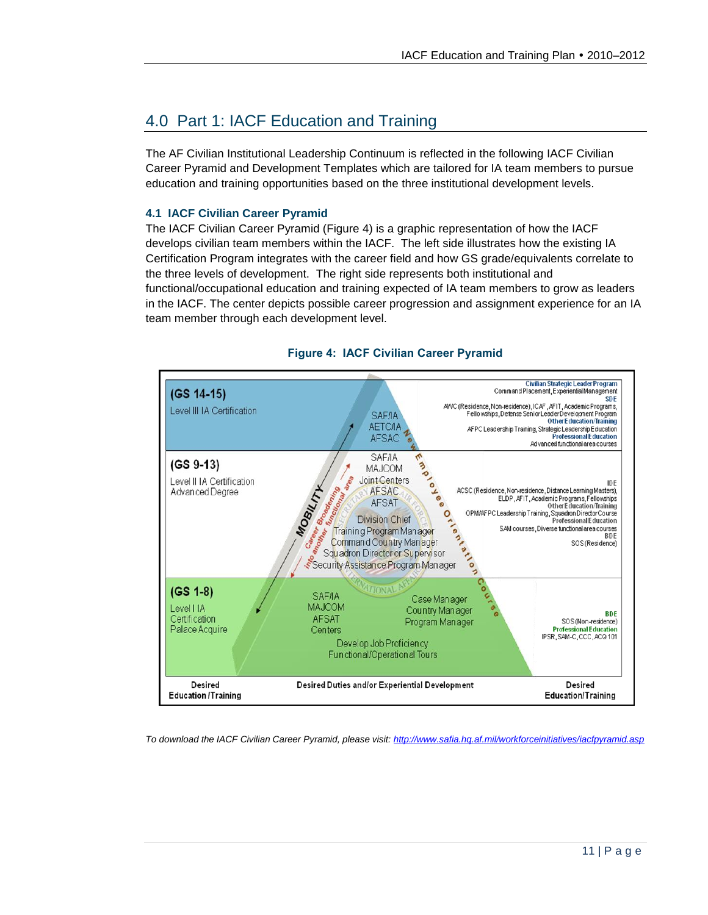# 4.0 Part 1: IACF Education and Training

The AF Civilian Institutional Leadership Continuum is reflected in the following IACF Civilian Career Pyramid and Development Templates which are tailored for IA team members to pursue education and training opportunities based on the three institutional development levels.

## 4.1 IACF Civilian Career Pyramid

The IACF Civilian Career Pyramid (Figure 4) is a graphic representation of how the IACF develops civilian team members within the IACF. The left side illustrates how the existing IA Certification Program integrates with the career field and how GS grade/equivalents correlate to the three levels of development. The right side represents both institutional and functional/occupational education and training expected of IA team members to grow as leaders in the IACF. The center depicts possible career progression and assignment experience for an IA team member through each development level.

**Figure 4: IACF Civilian Career Pyramid**

| Desired Education/Training | Desired Duties and/or Experiential Development | Desired Education/Training |
|---|---|---|
| **(GS 14-15)** Level III IA Certification | SAF/IA, AETC/IA, AFSAC | **Civilian Strategic Leader Program** Command Placement, Experiential Management **SDE** AWC (Residence, Non-residence), ICAF, AFIT, Academic Programs, Fellowships, Defense Senior Leader Development Program **Other Education/Training** AFPC Leadership Training, Strategic Leadership Education **Professional Education** Advanced functional area courses |
| **(GS 9-13)** Level II IA Certification, Advanced Degree | SAF/IA, MAJCOM, Joint Centers, AFSAC, AFSAT; Division Chief, Training Program Manager, Command Country Manager, Squadron Director or Supervisor, Security Assistance Program Manager | **IDE** ACSC (Residence, Non-residence, Distance Learning Masters), ELDP, AFIT, Academic Programs, Fellowships **Other Education/Training** OPM/AFPC Leadership Training, Squadron Director Course **Professional Education** SAM courses, Diverse functional area courses **BDE** SOS (Residence) |
| **(GS 1-8)** Level I IA Certification, Palace Acquire | SAF/IA, MAJCOM, AFSAT, Centers; Case Manager, Country Manager, Program Manager; Develop Job Proficiency, Functional/Operational Tours | **BDE** SOS (Non-residence) **Professional Education** IPSR, SAM-C, CCC, ACQ 101 |

MOBILITY — Career Broadening into another functional area — New Employee Orientation Course

*To download the IACF Civilian Career Pyramid, please visit: http://www.safia.hq.af.mil/workforceinitiatives/iacfpyramid.asp*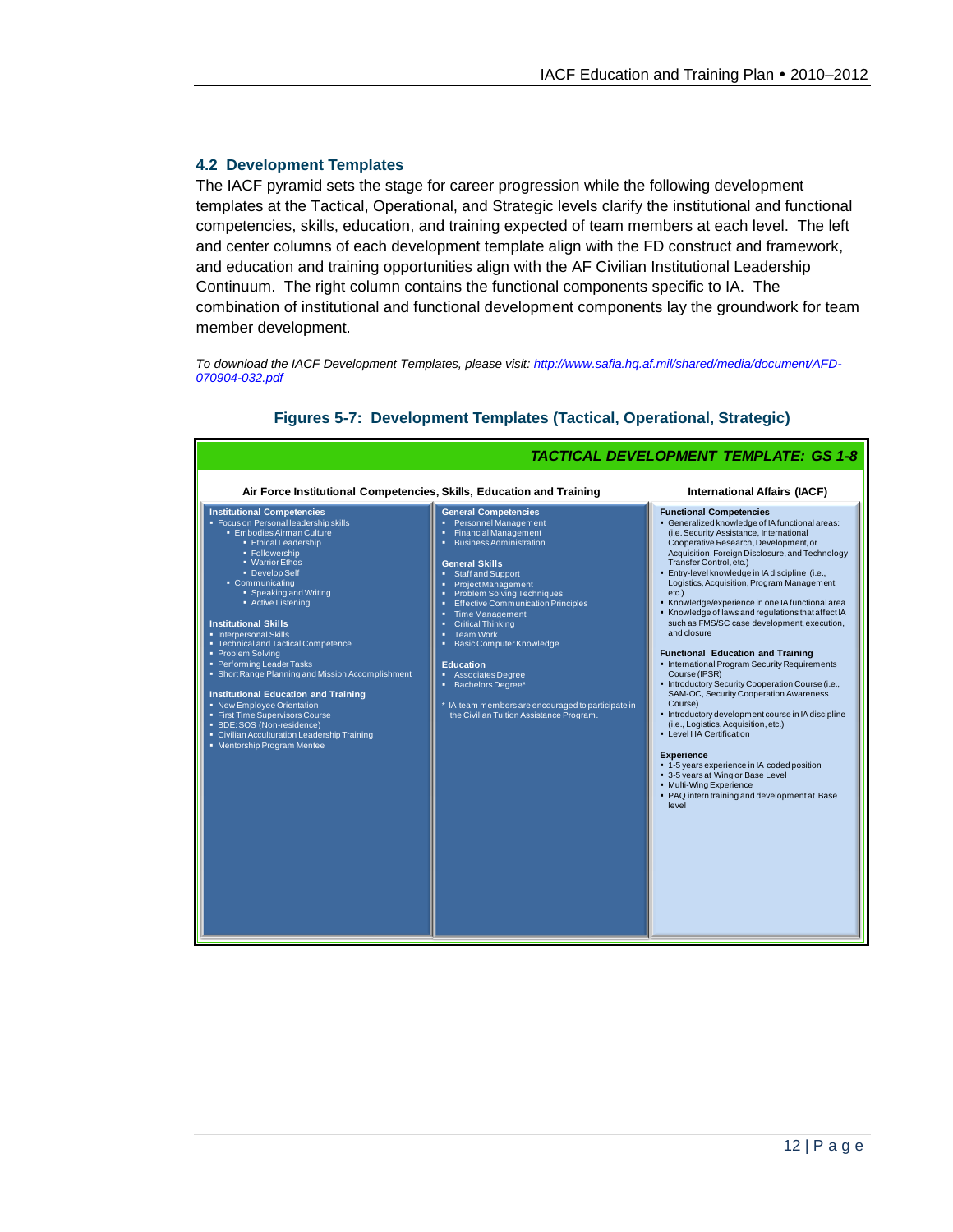## 4.2 Development Templates

The IACF pyramid sets the stage for career progression while the following development templates at the Tactical, Operational, and Strategic levels clarify the institutional and functional competencies, skills, education, and training expected of team members at each level. The left and center columns of each development template align with the FD construct and framework, and education and training opportunities align with the AF Civilian Institutional Leadership Continuum. The right column contains the functional components specific to IA. The combination of institutional and functional development components lay the groundwork for team member development.

*To download the IACF Development Templates, please visit: [http://www.safia.hq.af.mil/shared/media/document/AFD-070904-032.pdf](http://www.safia.hq.af.mil/shared/media/document/AFD-070904-032.pdf)*

**Figures 5-7: Development Templates (Tactical, Operational, Strategic)**

***TACTICAL DEVELOPMENT TEMPLATE: GS 1-8***

| Air Force Institutional Competencies, Skills, Education and Training | | International Affairs (IACF) |
|---|---|---|
| **Institutional Competencies**<br>• Focus on Personal leadership skills<br>  • Embodies Airman Culture<br>    • Ethical Leadership<br>    • Followership<br>    • Warrior Ethos<br>    • Develop Self<br>  • Communicating<br>    • Speaking and Writing<br>    • Active Listening<br><br>**Institutional Skills**<br>• Interpersonal Skills<br>• Technical and Tactical Competence<br>• Problem Solving<br>• Performing Leader Tasks<br>• Short Range Planning and Mission Accomplishment<br><br>**Institutional Education and Training**<br>• New Employee Orientation<br>• First Time Supervisors Course<br>• BDE: SOS (Non-residence)<br>• Civilian Acculturation Leadership Training<br>• Mentorship Program Mentee | **General Competencies**<br>• Personnel Management<br>• Financial Management<br>• Business Administration<br><br>**General Skills**<br>• Staff and Support<br>• Project Management<br>• Problem Solving Techniques<br>• Effective Communication Principles<br>• Time Management<br>• Critical Thinking<br>• Team Work<br>• Basic Computer Knowledge<br><br>**Education**<br>• Associates Degree<br>• Bachelors Degree*<br><br>* IA team members are encouraged to participate in the Civilian Tuition Assistance Program. | **Functional Competencies**<br>• Generalized knowledge of IA functional areas: (i.e. Security Assistance, International Cooperative Research, Development, or Acquisition, Foreign Disclosure, and Technology Transfer Control, etc.)<br>• Entry-level knowledge in IA discipline (i.e., Logistics, Acquisition, Program Management, etc.)<br>• Knowledge/experience in one IA functional area<br>• Knowledge of laws and regulations that affect IA such as FMS/SC case development, execution, and closure<br><br>**Functional Education and Training**<br>• International Program Security Requirements Course (IPSR)<br>• Introductory Security Cooperation Course (i.e., SAM-OC, Security Cooperation Awareness Course)<br>• Introductory development course in IA discipline (i.e., Logistics, Acquisition, etc.)<br>• Level I IA Certification<br><br>**Experience**<br>• 1-5 years experience in IA coded position<br>• 3-5 years at Wing or Base Level<br>• Multi-Wing Experience<br>• PAQ intern training and development at Base level |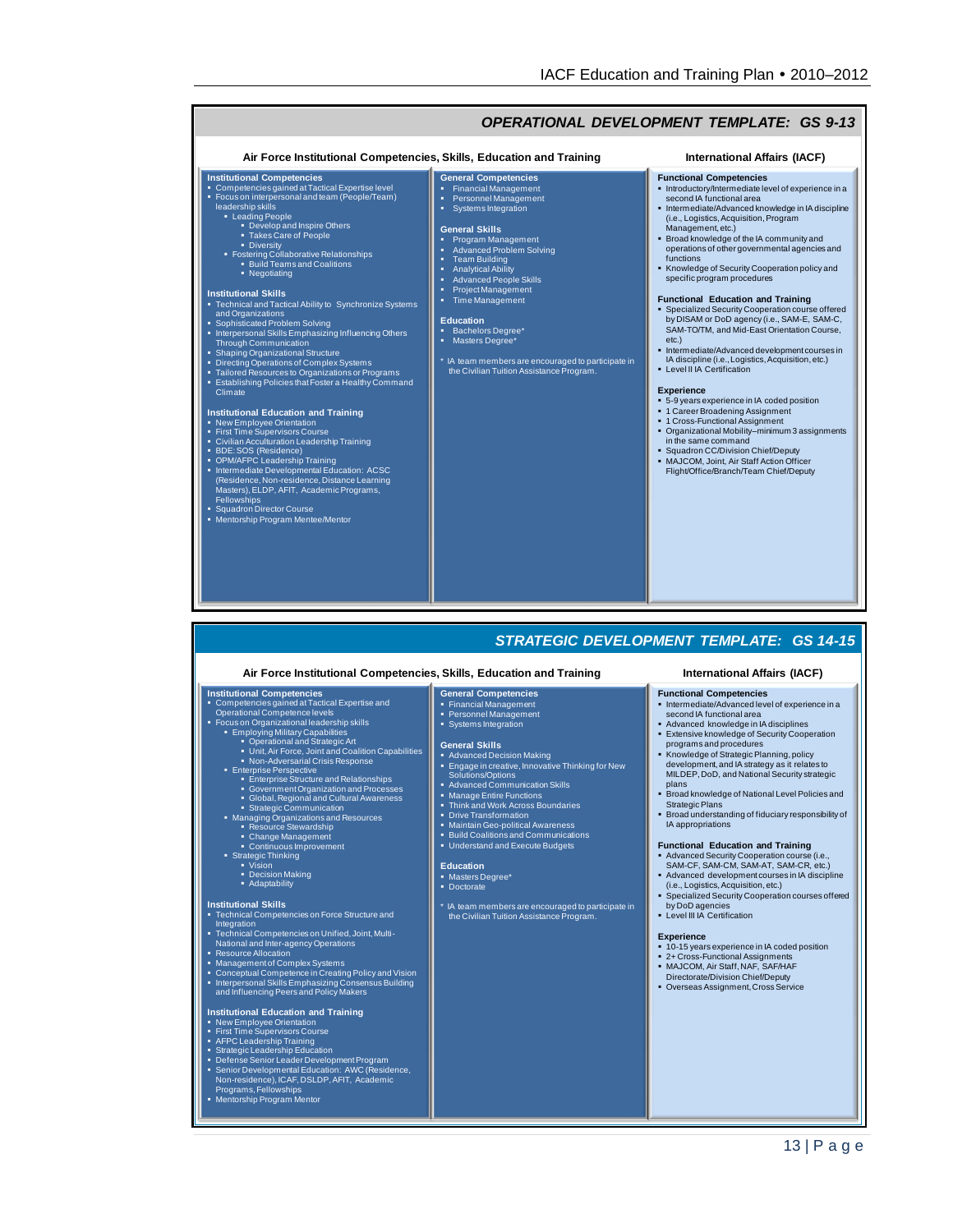## OPERATIONAL DEVELOPMENT TEMPLATE: GS 9-13

### Air Force Institutional Competencies, Skills, Education and Training

**Institutional Competencies**
- Competencies gained at Tactical Expertise level
- Focus on interpersonal and team (People/Team) leadership skills
  - Leading People
    - Develop and Inspire Others
    - Takes Care of People
    - Diversity
  - Fostering Collaborative Relationships
    - Build Teams and Coalitions
    - Negotiating

**Institutional Skills**
- Technical and Tactical Ability to Synchronize Systems and Organizations
- Sophisticated Problem Solving
- Interpersonal Skills Emphasizing Influencing Others Through Communication
- Shaping Organizational Structure
- Directing Operations of Complex Systems
- Tailored Resources to Organizations or Programs
- Establishing Policies that Foster a Healthy Command Climate

**Institutional Education and Training**
- New Employee Orientation
- First Time Supervisors Course
- Civilian Acculturation Leadership Training
- BDE: SOS (Residence)
- OPM/AFPC Leadership Training
- Intermediate Developmental Education: ACSC (Residence, Non-residence, Distance Learning Masters), ELDP, AFIT, Academic Programs, Fellowships
- Squadron Director Course
- Mentorship Program Mentee/Mentor

**General Competencies**
- Financial Management
- Personnel Management
- Systems Integration

**General Skills**
- Program Management
- Advanced Problem Solving
- Team Building
- Analytical Ability
- Advanced People Skills
- Project Management
- Time Management

**Education**
- Bachelors Degree*
- Masters Degree*

\* IA team members are encouraged to participate in the Civilian Tuition Assistance Program.

### International Affairs (IACF)

**Functional Competencies**
- Introductory/Intermediate level of experience in a second IA functional area
- Intermediate/Advanced knowledge in IA discipline (i.e., Logistics, Acquisition, Program Management, etc.)
- Broad knowledge of the IA community and operations of other governmental agencies and functions
- Knowledge of Security Cooperation policy and specific program procedures

**Functional Education and Training**
- Specialized Security Cooperation course offered by DISAM or DoD agency (i.e., SAM-E, SAM-C, SAM-TO/TM, and Mid-East Orientation Course, etc.)
- Intermediate/Advanced development courses in IA discipline (i.e., Logistics, Acquisition, etc.)
- Level II IA Certification

**Experience**
- 5-9 years experience in IA coded position
- 1 Career Broadening Assignment
- 1 Cross-Functional Assignment
- Organizational Mobility–minimum 3 assignments in the same command
- Squadron CC/Division Chief/Deputy
- MAJCOM, Joint, Air Staff Action Officer Flight/Office/Branch/Team Chief/Deputy

## STRATEGIC DEVELOPMENT TEMPLATE: GS 14-15

### Air Force Institutional Competencies, Skills, Education and Training

**Institutional Competencies**
- Competencies gained at Tactical Expertise and Operational Competence levels
- Focus on Organizational leadership skills
  - Employing Military Capabilities
    - Operational and Strategic Art
    - Unit, Air Force, Joint and Coalition Capabilities
    - Non-Adversarial Crisis Response
  - Enterprise Perspective
    - Enterprise Structure and Relationships
    - Government Organization and Processes
    - Global, Regional and Cultural Awareness
    - Strategic Communication
  - Managing Organizations and Resources
    - Resource Stewardship
    - Change Management
    - Continuous Improvement
  - Strategic Thinking
    - Vision
    - Decision Making
    - Adaptability

**Institutional Skills**
- Technical Competencies on Force Structure and Integration
- Technical Competencies on Unified, Joint, Multi-National and Inter-agency Operations
- Resource Allocation
- Management of Complex Systems
- Conceptual Competence in Creating Policy and Vision
- Interpersonal Skills Emphasizing Consensus Building and Influencing Peers and Policy Makers

**Institutional Education and Training**
- New Employee Orientation
- First Time Supervisors Course
- AFPC Leadership Training
- Strategic Leadership Education
- Defense Senior Leader Development Program
- Senior Developmental Education: AWC (Residence, Non-residence), ICAF, DSLDP, AFIT, Academic Programs, Fellowships
- Mentorship Program Mentor

**General Competencies**
- Financial Management
- Personnel Management
- Systems Integration

**General Skills**
- Advanced Decision Making
- Engage in creative, Innovative Thinking for New Solutions/Options
- Advanced Communication Skills
- Manage Entire Functions
- Think and Work Across Boundaries
- Drive Transformation
- Maintain Geo-political Awareness
- Build Coalitions and Communications
- Understand and Execute Budgets

**Education**
- Masters Degree*
- Doctorate

\* IA team members are encouraged to participate in the Civilian Tuition Assistance Program.

### International Affairs (IACF)

**Functional Competencies**
- Intermediate/Advanced level of experience in a second IA functional area
- Advanced knowledge in IA disciplines
- Extensive knowledge of Security Cooperation programs and procedures
- Knowledge of Strategic Planning, policy development, and IA strategy as it relates to MILDEP, DoD, and National Security strategic plans
- Broad knowledge of National Level Policies and Strategic Plans
- Broad understanding of fiduciary responsibility of IA appropriations

**Functional Education and Training**
- Advanced Security Cooperation course (i.e., SAM-CF, SAM-CM, SAM-AT, SAM-CR, etc.)
- Advanced development courses in IA discipline (i.e., Logistics, Acquisition, etc.)
- Specialized Security Cooperation courses offered by DoD agencies
- Level III IA Certification

**Experience**
- 10-15 years experience in IA coded position
- 2+ Cross-Functional Assignments
- MAJCOM, Air Staff, NAF, SAF/IAF Directorate/Division Chief/Deputy
- Overseas Assignment, Cross Service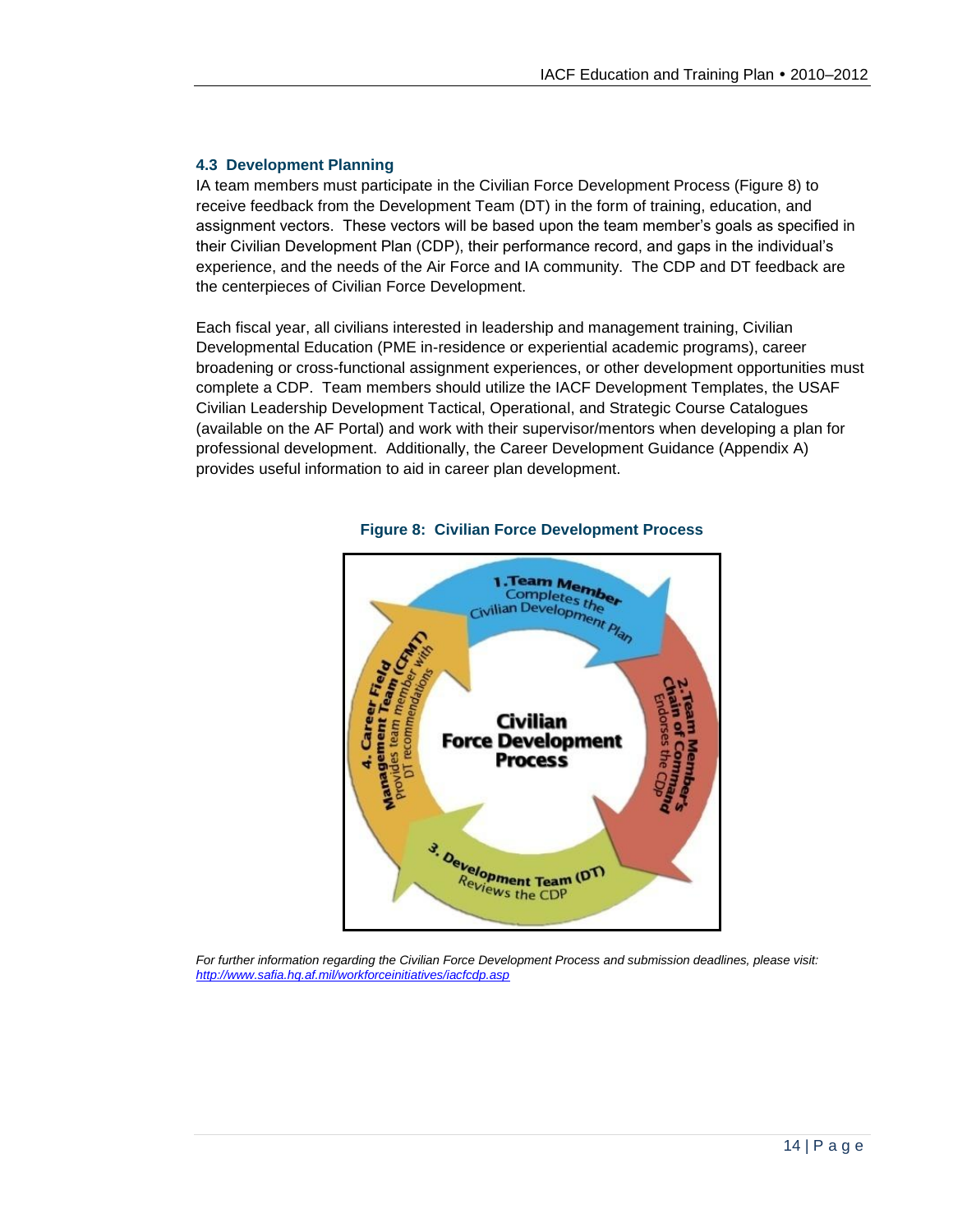### 4.3 Development Planning

IA team members must participate in the Civilian Force Development Process (Figure 8) to receive feedback from the Development Team (DT) in the form of training, education, and assignment vectors. These vectors will be based upon the team member's goals as specified in their Civilian Development Plan (CDP), their performance record, and gaps in the individual's experience, and the needs of the Air Force and IA community. The CDP and DT feedback are the centerpieces of Civilian Force Development.

Each fiscal year, all civilians interested in leadership and management training, Civilian Developmental Education (PME in-residence or experiential academic programs), career broadening or cross-functional assignment experiences, or other development opportunities must complete a CDP. Team members should utilize the IACF Development Templates, the USAF Civilian Leadership Development Tactical, Operational, and Strategic Course Catalogues (available on the AF Portal) and work with their supervisor/mentors when developing a plan for professional development. Additionally, the Career Development Guidance (Appendix A) provides useful information to aid in career plan development.

**Figure 8: Civilian Force Development Process**

**Civilian Force Development Process**

1. **Team Member** Completes the Civilian Development Plan
2. **Team Member's Chain of Command** Endorses the CDP
3. **Development Team (DT)** Reviews the CDP
4. **Career Field Management Team (CFMT)** Provides team member with DT recommendations

*For further information regarding the Civilian Force Development Process and submission deadlines, please visit: http://www.safia.hq.af.mil/workforceinitiatives/iacfcdp.asp*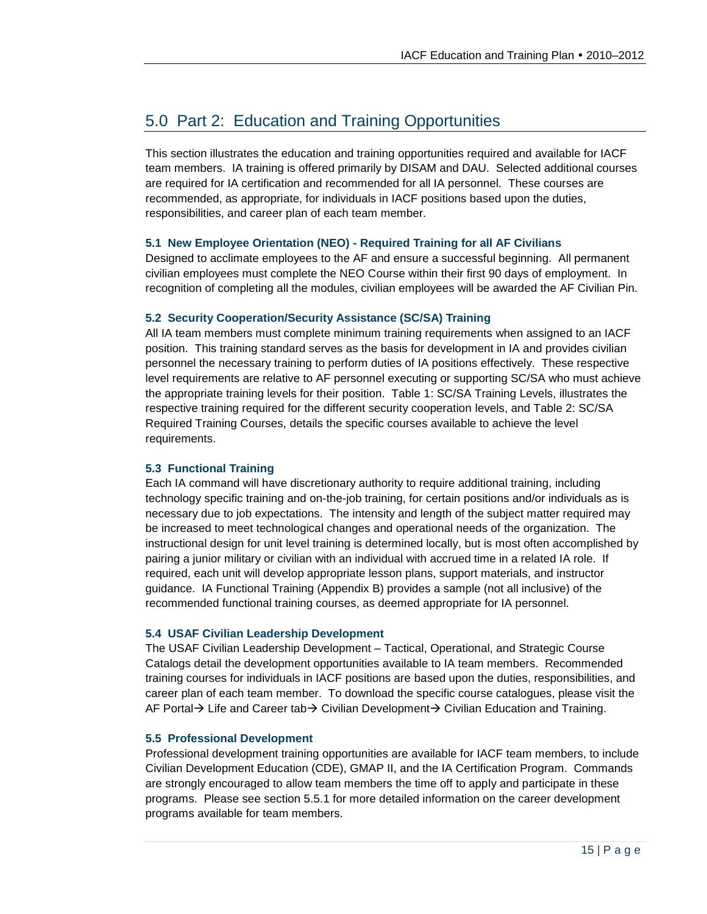# 5.0 Part 2: Education and Training Opportunities

This section illustrates the education and training opportunities required and available for IACF team members. IA training is offered primarily by DISAM and DAU. Selected additional courses are required for IA certification and recommended for all IA personnel. These courses are recommended, as appropriate, for individuals in IACF positions based upon the duties, responsibilities, and career plan of each team member.

### 5.1 New Employee Orientation (NEO) - Required Training for all AF Civilians

Designed to acclimate employees to the AF and ensure a successful beginning. All permanent civilian employees must complete the NEO Course within their first 90 days of employment. In recognition of completing all the modules, civilian employees will be awarded the AF Civilian Pin.

### 5.2 Security Cooperation/Security Assistance (SC/SA) Training

All IA team members must complete minimum training requirements when assigned to an IACF position. This training standard serves as the basis for development in IA and provides civilian personnel the necessary training to perform duties of IA positions effectively. These respective level requirements are relative to AF personnel executing or supporting SC/SA who must achieve the appropriate training levels for their position. Table 1: SC/SA Training Levels, illustrates the respective training required for the different security cooperation levels, and Table 2: SC/SA Required Training Courses, details the specific courses available to achieve the level requirements.

### 5.3 Functional Training

Each IA command will have discretionary authority to require additional training, including technology specific training and on-the-job training, for certain positions and/or individuals as is necessary due to job expectations. The intensity and length of the subject matter required may be increased to meet technological changes and operational needs of the organization. The instructional design for unit level training is determined locally, but is most often accomplished by pairing a junior military or civilian with an individual with accrued time in a related IA role. If required, each unit will develop appropriate lesson plans, support materials, and instructor guidance. IA Functional Training (Appendix B) provides a sample (not all inclusive) of the recommended functional training courses, as deemed appropriate for IA personnel.

### 5.4 USAF Civilian Leadership Development

The USAF Civilian Leadership Development – Tactical, Operational, and Strategic Course Catalogs detail the development opportunities available to IA team members. Recommended training courses for individuals in IACF positions are based upon the duties, responsibilities, and career plan of each team member. To download the specific course catalogues, please visit the AF Portal→ Life and Career tab→ Civilian Development→ Civilian Education and Training.

### 5.5 Professional Development

Professional development training opportunities are available for IACF team members, to include Civilian Development Education (CDE), GMAP II, and the IA Certification Program. Commands are strongly encouraged to allow team members the time off to apply and participate in these programs. Please see section 5.5.1 for more detailed information on the career development programs available for team members.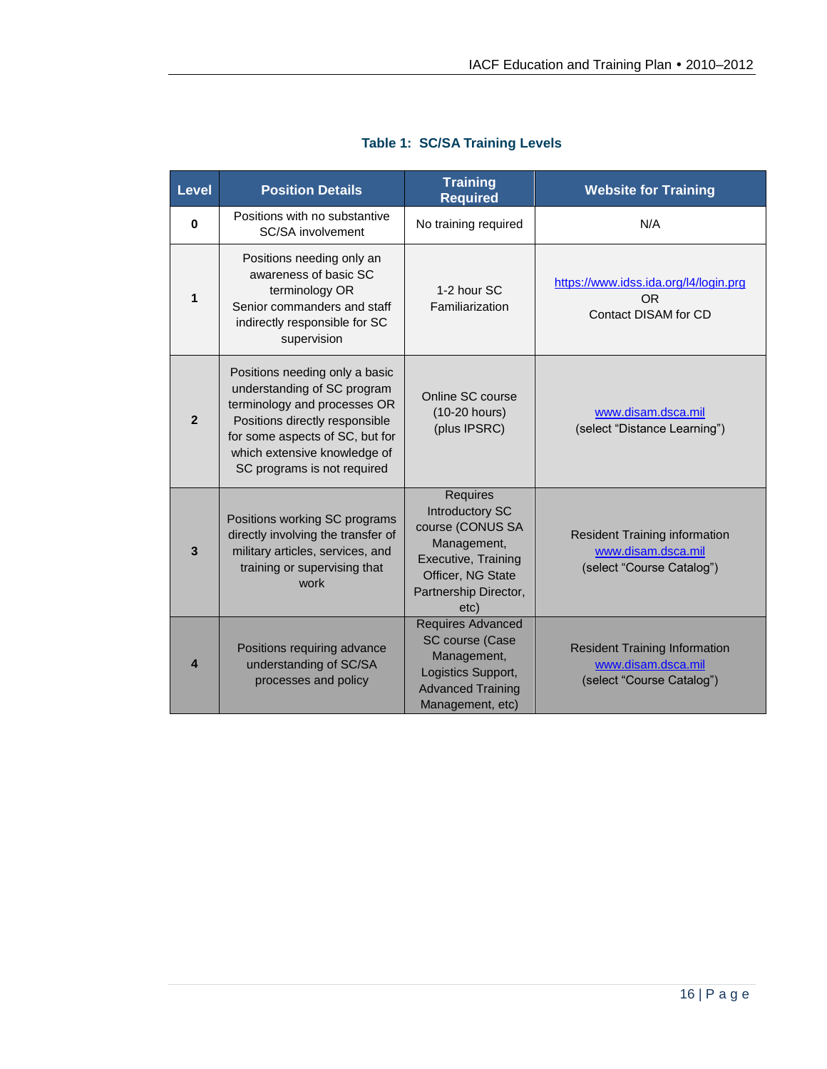**Table 1: SC/SA Training Levels**

| Level | Position Details | Training Required | Website for Training |
|---|---|---|---|
| **0** | Positions with no substantive SC/SA involvement | No training required | N/A |
| **1** | Positions needing only an awareness of basic SC terminology OR Senior commanders and staff indirectly responsible for SC supervision | 1-2 hour SC Familiarization | https://www.idss.ida.org/l4/login.prg OR Contact DISAM for CD |
| **2** | Positions needing only a basic understanding of SC program terminology and processes OR Positions directly responsible for some aspects of SC, but for which extensive knowledge of SC programs is not required | Online SC course (10-20 hours) (plus IPSRC) | www.disam.dsca.mil (select "Distance Learning") |
| **3** | Positions working SC programs directly involving the transfer of military articles, services, and training or supervising that work | Requires Introductory SC course (CONUS SA Management, Executive, Training Officer, NG State Partnership Director, etc) | Resident Training information www.disam.dsca.mil (select "Course Catalog") |
| **4** | Positions requiring advance understanding of SC/SA processes and policy | Requires Advanced SC course (Case Management, Logistics Support, Advanced Training Management, etc) | Resident Training Information www.disam.dsca.mil (select "Course Catalog") |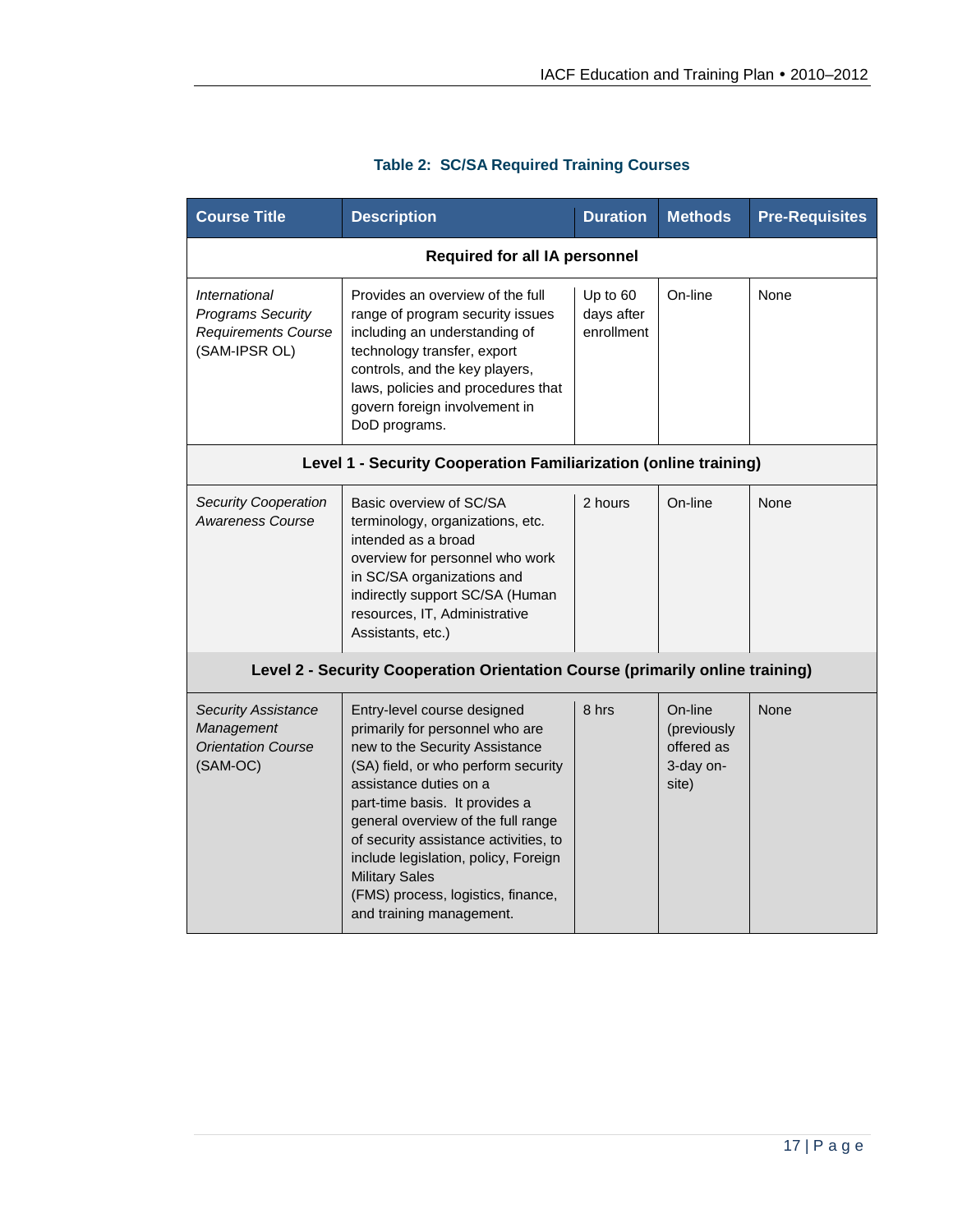**Table 2: SC/SA Required Training Courses**

| Course Title | Description | Duration | Methods | Pre-Requisites |
|---|---|---|---|---|
| **Required for all IA personnel** | | | | |
| *International Programs Security Requirements Course* (SAM-IPSR OL) | Provides an overview of the full range of program security issues including an understanding of technology transfer, export controls, and the key players, laws, policies and procedures that govern foreign involvement in DoD programs. | Up to 60 days after enrollment | On-line | None |
| **Level 1 - Security Cooperation Familiarization (online training)** | | | | |
| *Security Cooperation Awareness Course* | Basic overview of SC/SA terminology, organizations, etc. intended as a broad overview for personnel who work in SC/SA organizations and indirectly support SC/SA (Human resources, IT, Administrative Assistants, etc.) | 2 hours | On-line | None |
| **Level 2 - Security Cooperation Orientation Course (primarily online training)** | | | | |
| *Security Assistance Management Orientation Course* (SAM-OC) | Entry-level course designed primarily for personnel who are new to the Security Assistance (SA) field, or who perform security assistance duties on a part-time basis. It provides a general overview of the full range of security assistance activities, to include legislation, policy, Foreign Military Sales (FMS) process, logistics, finance, and training management. | 8 hrs | On-line (previously offered as 3-day on-site) | None |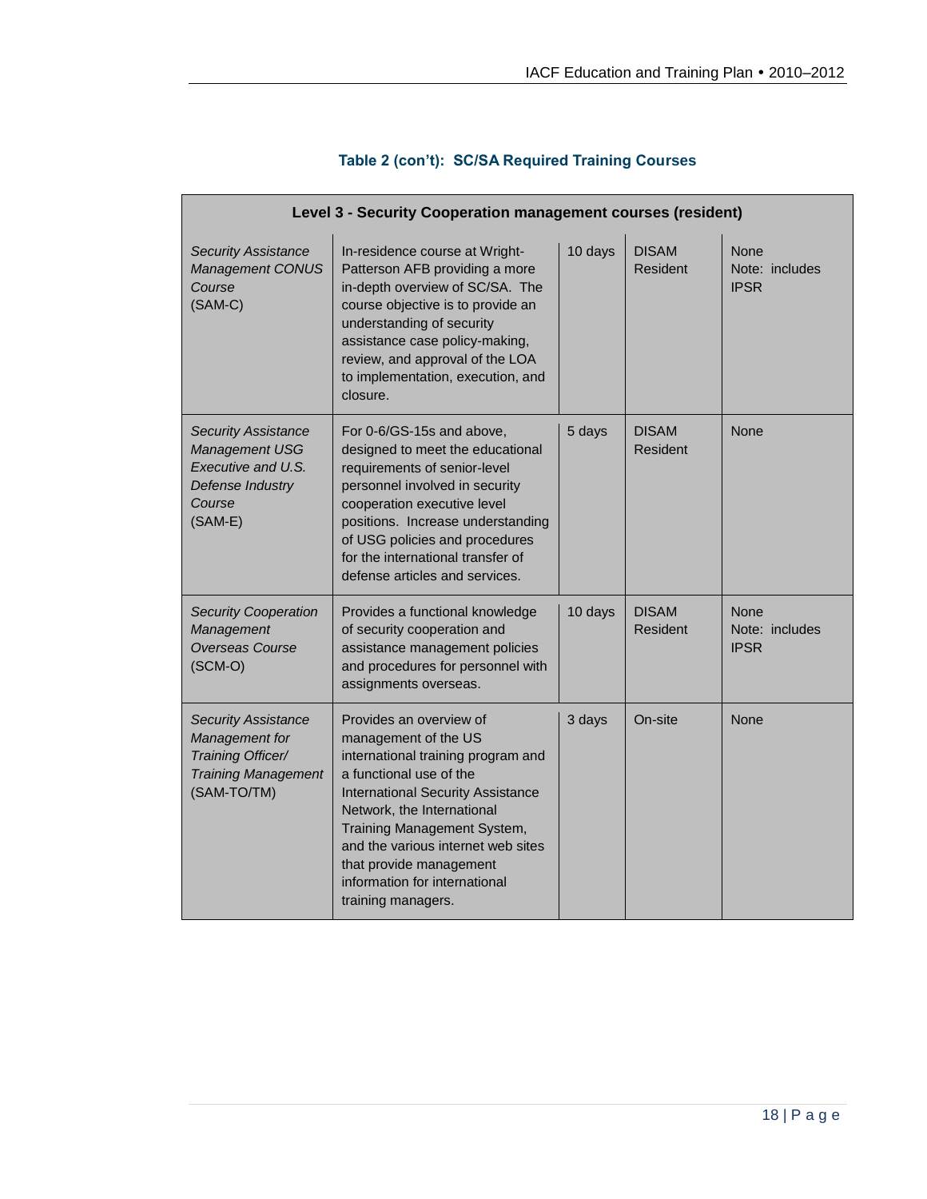**Table 2 (con't): SC/SA Required Training Courses**

| Level 3 - Security Cooperation management courses (resident) | | | | |
|---|---|---|---|---|
| *Security Assistance Management CONUS Course* (SAM-C) | In-residence course at Wright-Patterson AFB providing a more in-depth overview of SC/SA. The course objective is to provide an understanding of security assistance case policy-making, review, and approval of the LOA to implementation, execution, and closure. | 10 days | DISAM Resident | None Note: includes IPSR |
| *Security Assistance Management USG Executive and U.S. Defense Industry Course* (SAM-E) | For 0-6/GS-15s and above, designed to meet the educational requirements of senior-level personnel involved in security cooperation executive level positions. Increase understanding of USG policies and procedures for the international transfer of defense articles and services. | 5 days | DISAM Resident | None |
| *Security Cooperation Management Overseas Course* (SCM-O) | Provides a functional knowledge of security cooperation and assistance management policies and procedures for personnel with assignments overseas. | 10 days | DISAM Resident | None Note: includes IPSR |
| *Security Assistance Management for Training Officer/ Training Management* (SAM-TO/TM) | Provides an overview of management of the US international training program and a functional use of the International Security Assistance Network, the International Training Management System, and the various internet web sites that provide management information for international training managers. | 3 days | On-site | None |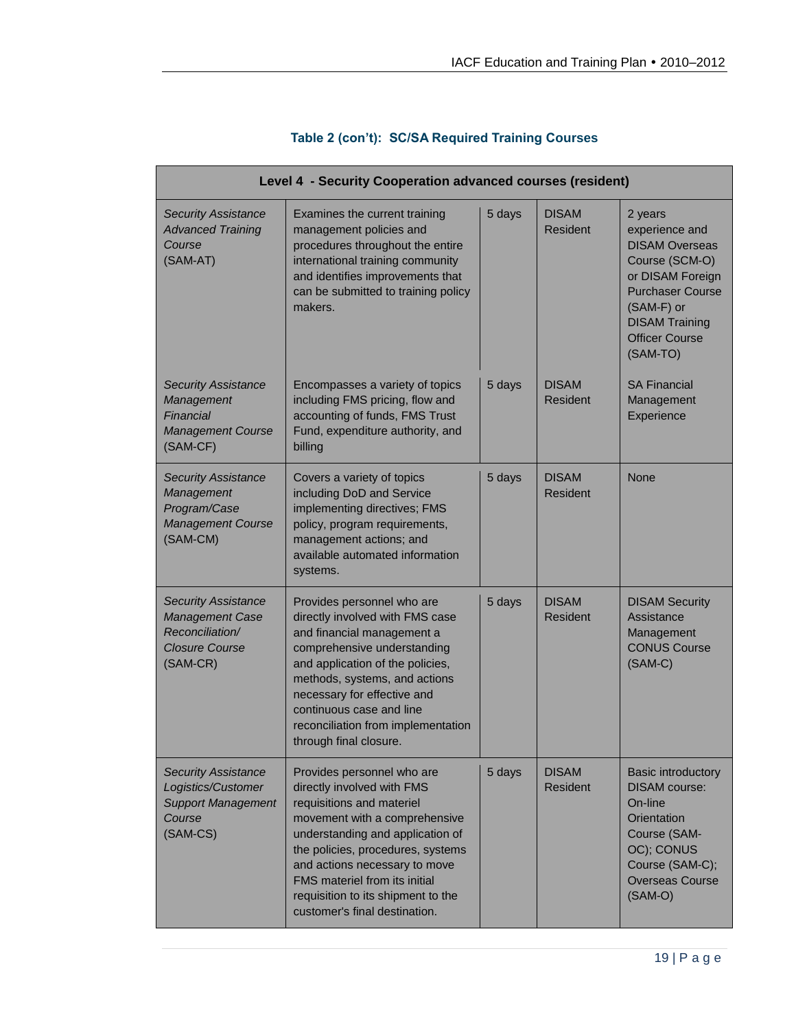### Table 2 (con't): SC/SA Required Training Courses

| Level 4 - Security Cooperation advanced courses (resident) | | | | |
|---|---|---|---|---|
| *Security Assistance Advanced Training Course* (SAM-AT) | Examines the current training management policies and procedures throughout the entire international training community and identifies improvements that can be submitted to training policy makers. | 5 days | DISAM Resident | 2 years experience and DISAM Overseas Course (SCM-O) or DISAM Foreign Purchaser Course (SAM-F) or DISAM Training Officer Course (SAM-TO) |
| *Security Assistance Management Financial Management Course* (SAM-CF) | Encompasses a variety of topics including FMS pricing, flow and accounting of funds, FMS Trust Fund, expenditure authority, and billing | 5 days | DISAM Resident | SA Financial Management Experience |
| *Security Assistance Management Program/Case Management Course* (SAM-CM) | Covers a variety of topics including DoD and Service implementing directives; FMS policy, program requirements, management actions; and available automated information systems. | 5 days | DISAM Resident | None |
| *Security Assistance Management Case Reconciliation/ Closure Course* (SAM-CR) | Provides personnel who are directly involved with FMS case and financial management a comprehensive understanding and application of the policies, methods, systems, and actions necessary for effective and continuous case and line reconciliation from implementation through final closure. | 5 days | DISAM Resident | DISAM Security Assistance Management CONUS Course (SAM-C) |
| *Security Assistance Logistics/Customer Support Management Course* (SAM-CS) | Provides personnel who are directly involved with FMS requisitions and materiel movement with a comprehensive understanding and application of the policies, procedures, systems and actions necessary to move FMS materiel from its initial requisition to its shipment to the customer's final destination. | 5 days | DISAM Resident | Basic introductory DISAM course: On-line Orientation Course (SAM-OC); CONUS Course (SAM-C); Overseas Course (SAM-O) |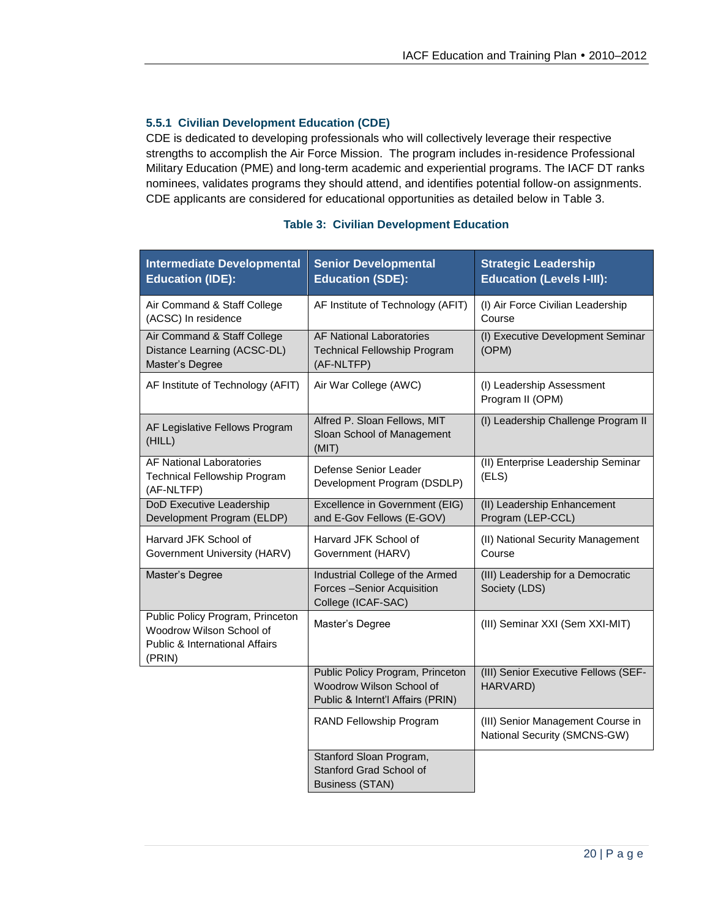### 5.5.1 Civilian Development Education (CDE)

CDE is dedicated to developing professionals who will collectively leverage their respective strengths to accomplish the Air Force Mission. The program includes in-residence Professional Military Education (PME) and long-term academic and experiential programs. The IACF DT ranks nominees, validates programs they should attend, and identifies potential follow-on assignments. CDE applicants are considered for educational opportunities as detailed below in Table 3.

**Table 3: Civilian Development Education**

| Intermediate Developmental Education (IDE): | Senior Developmental Education (SDE): | Strategic Leadership Education (Levels I-III): |
|---|---|---|
| Air Command & Staff College (ACSC) In residence | AF Institute of Technology (AFIT) | (I) Air Force Civilian Leadership Course |
| Air Command & Staff College Distance Learning (ACSC-DL) Master's Degree | AF National Laboratories Technical Fellowship Program (AF-NLTFP) | (I) Executive Development Seminar (OPM) |
| AF Institute of Technology (AFIT) | Air War College (AWC) | (I) Leadership Assessment Program II (OPM) |
| AF Legislative Fellows Program (HILL) | Alfred P. Sloan Fellows, MIT Sloan School of Management (MIT) | (I) Leadership Challenge Program II |
| AF National Laboratories Technical Fellowship Program (AF-NLTFP) | Defense Senior Leader Development Program (DSDLP) | (II) Enterprise Leadership Seminar (ELS) |
| DoD Executive Leadership Development Program (ELDP) | Excellence in Government (EIG) and E-Gov Fellows (E-GOV) | (II) Leadership Enhancement Program (LEP-CCL) |
| Harvard JFK School of Government University (HARV) | Harvard JFK School of Government (HARV) | (II) National Security Management Course |
| Master's Degree | Industrial College of the Armed Forces –Senior Acquisition College (ICAF-SAC) | (III) Leadership for a Democratic Society (LDS) |
| Public Policy Program, Princeton Woodrow Wilson School of Public & International Affairs (PRIN) | Master's Degree | (III) Seminar XXI (Sem XXI-MIT) |
| | Public Policy Program, Princeton Woodrow Wilson School of Public & Internt'l Affairs (PRIN) | (III) Senior Executive Fellows (SEF-HARVARD) |
| | RAND Fellowship Program | (III) Senior Management Course in National Security (SMCNS-GW) |
| | Stanford Sloan Program, Stanford Grad School of Business (STAN) | |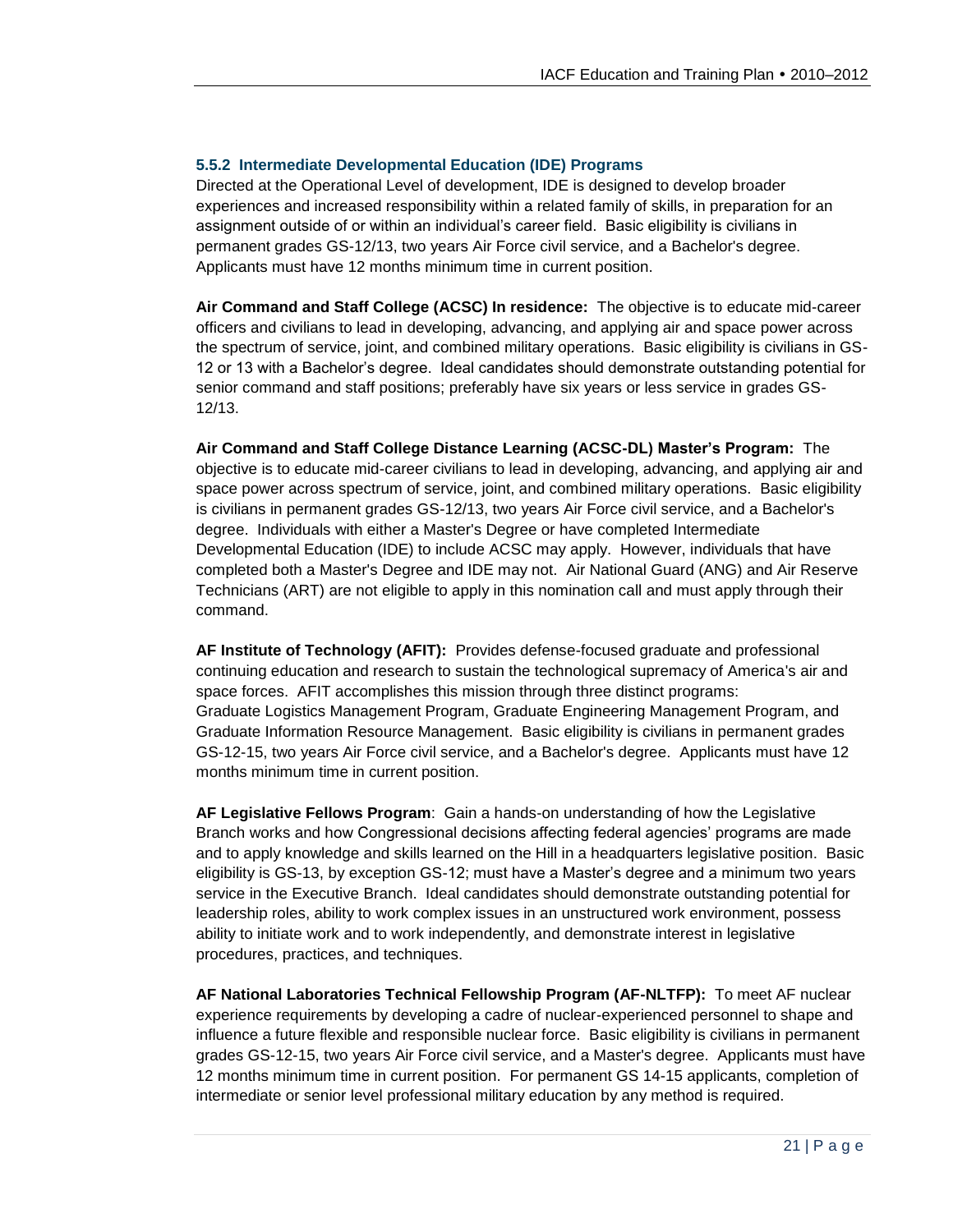### 5.5.2 Intermediate Developmental Education (IDE) Programs

Directed at the Operational Level of development, IDE is designed to develop broader experiences and increased responsibility within a related family of skills, in preparation for an assignment outside of or within an individual's career field. Basic eligibility is civilians in permanent grades GS-12/13, two years Air Force civil service, and a Bachelor's degree. Applicants must have 12 months minimum time in current position.

**Air Command and Staff College (ACSC) In residence:** The objective is to educate mid-career officers and civilians to lead in developing, advancing, and applying air and space power across the spectrum of service, joint, and combined military operations. Basic eligibility is civilians in GS-12 or 13 with a Bachelor's degree. Ideal candidates should demonstrate outstanding potential for senior command and staff positions; preferably have six years or less service in grades GS-12/13.

**Air Command and Staff College Distance Learning (ACSC-DL) Master's Program:** The objective is to educate mid-career civilians to lead in developing, advancing, and applying air and space power across spectrum of service, joint, and combined military operations. Basic eligibility is civilians in permanent grades GS-12/13, two years Air Force civil service, and a Bachelor's degree. Individuals with either a Master's Degree or have completed Intermediate Developmental Education (IDE) to include ACSC may apply. However, individuals that have completed both a Master's Degree and IDE may not. Air National Guard (ANG) and Air Reserve Technicians (ART) are not eligible to apply in this nomination call and must apply through their command.

**AF Institute of Technology (AFIT):** Provides defense-focused graduate and professional continuing education and research to sustain the technological supremacy of America's air and space forces. AFIT accomplishes this mission through three distinct programs: Graduate Logistics Management Program, Graduate Engineering Management Program, and Graduate Information Resource Management. Basic eligibility is civilians in permanent grades GS-12-15, two years Air Force civil service, and a Bachelor's degree. Applicants must have 12 months minimum time in current position.

**AF Legislative Fellows Program**: Gain a hands-on understanding of how the Legislative Branch works and how Congressional decisions affecting federal agencies' programs are made and to apply knowledge and skills learned on the Hill in a headquarters legislative position. Basic eligibility is GS-13, by exception GS-12; must have a Master's degree and a minimum two years service in the Executive Branch. Ideal candidates should demonstrate outstanding potential for leadership roles, ability to work complex issues in an unstructured work environment, possess ability to initiate work and to work independently, and demonstrate interest in legislative procedures, practices, and techniques.

**AF National Laboratories Technical Fellowship Program (AF-NLTFP):** To meet AF nuclear experience requirements by developing a cadre of nuclear-experienced personnel to shape and influence a future flexible and responsible nuclear force. Basic eligibility is civilians in permanent grades GS-12-15, two years Air Force civil service, and a Master's degree. Applicants must have 12 months minimum time in current position. For permanent GS 14-15 applicants, completion of intermediate or senior level professional military education by any method is required.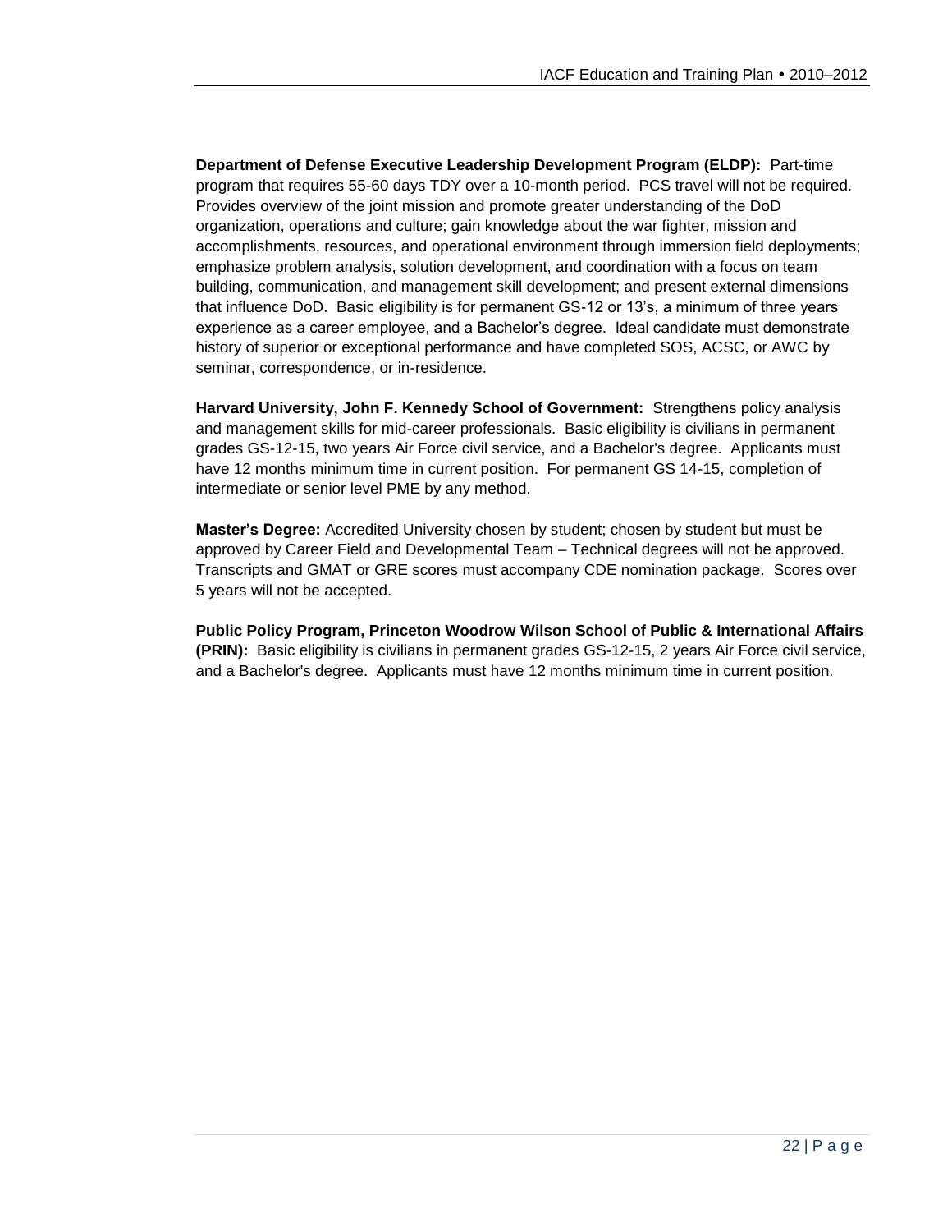**Department of Defense Executive Leadership Development Program (ELDP):** Part-time program that requires 55-60 days TDY over a 10-month period. PCS travel will not be required. Provides overview of the joint mission and promote greater understanding of the DoD organization, operations and culture; gain knowledge about the war fighter, mission and accomplishments, resources, and operational environment through immersion field deployments; emphasize problem analysis, solution development, and coordination with a focus on team building, communication, and management skill development; and present external dimensions that influence DoD. Basic eligibility is for permanent GS-12 or 13's, a minimum of three years experience as a career employee, and a Bachelor's degree. Ideal candidate must demonstrate history of superior or exceptional performance and have completed SOS, ACSC, or AWC by seminar, correspondence, or in-residence.

**Harvard University, John F. Kennedy School of Government:** Strengthens policy analysis and management skills for mid-career professionals. Basic eligibility is civilians in permanent grades GS-12-15, two years Air Force civil service, and a Bachelor's degree. Applicants must have 12 months minimum time in current position. For permanent GS 14-15, completion of intermediate or senior level PME by any method.

**Master's Degree:** Accredited University chosen by student; chosen by student but must be approved by Career Field and Developmental Team – Technical degrees will not be approved. Transcripts and GMAT or GRE scores must accompany CDE nomination package. Scores over 5 years will not be accepted.

**Public Policy Program, Princeton Woodrow Wilson School of Public & International Affairs (PRIN):** Basic eligibility is civilians in permanent grades GS-12-15, 2 years Air Force civil service, and a Bachelor's degree. Applicants must have 12 months minimum time in current position.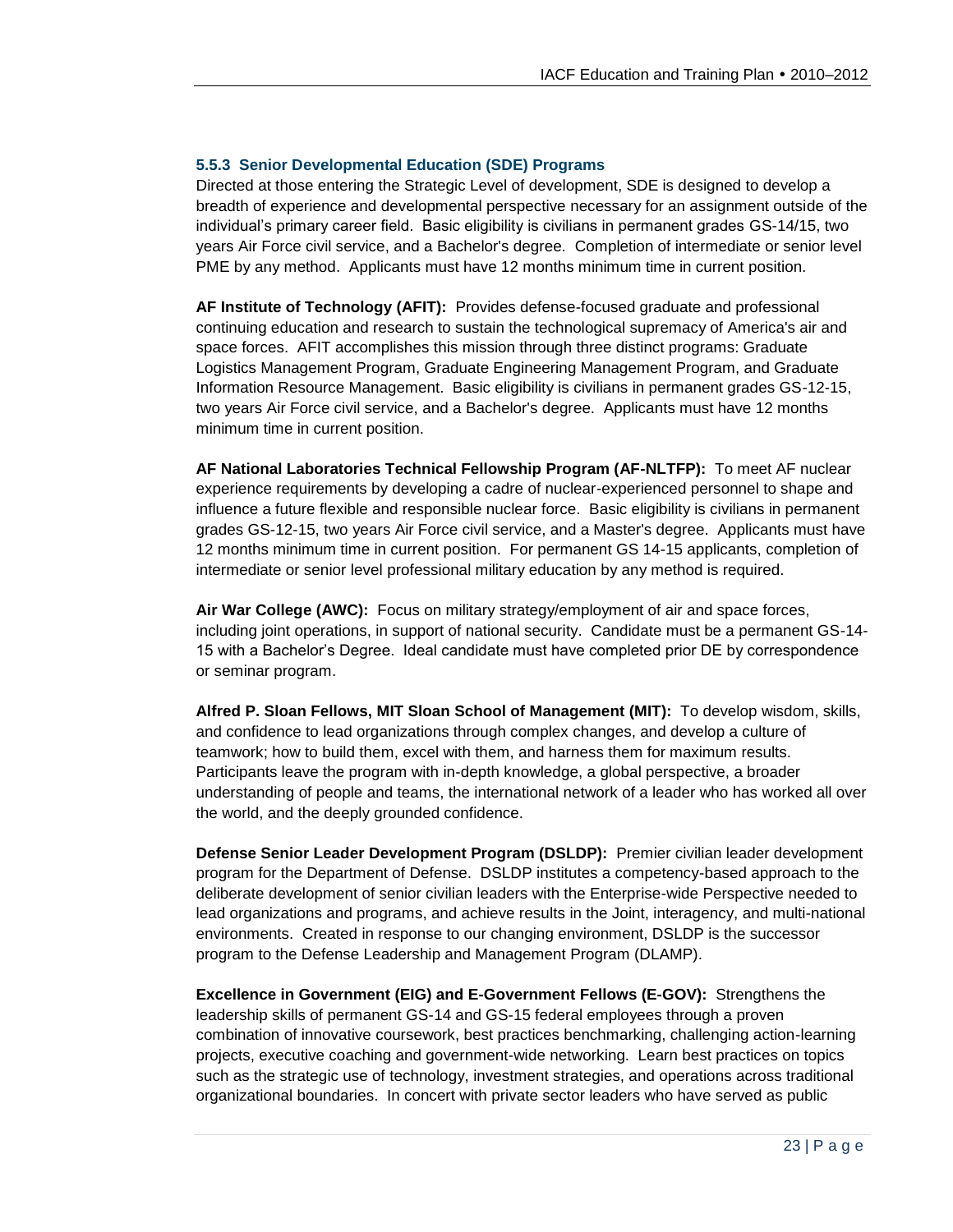### 5.5.3 Senior Developmental Education (SDE) Programs

Directed at those entering the Strategic Level of development, SDE is designed to develop a breadth of experience and developmental perspective necessary for an assignment outside of the individual's primary career field. Basic eligibility is civilians in permanent grades GS-14/15, two years Air Force civil service, and a Bachelor's degree. Completion of intermediate or senior level PME by any method. Applicants must have 12 months minimum time in current position.

**AF Institute of Technology (AFIT):** Provides defense-focused graduate and professional continuing education and research to sustain the technological supremacy of America's air and space forces. AFIT accomplishes this mission through three distinct programs: Graduate Logistics Management Program, Graduate Engineering Management Program, and Graduate Information Resource Management. Basic eligibility is civilians in permanent grades GS-12-15, two years Air Force civil service, and a Bachelor's degree. Applicants must have 12 months minimum time in current position.

**AF National Laboratories Technical Fellowship Program (AF-NLTFP):** To meet AF nuclear experience requirements by developing a cadre of nuclear-experienced personnel to shape and influence a future flexible and responsible nuclear force. Basic eligibility is civilians in permanent grades GS-12-15, two years Air Force civil service, and a Master's degree. Applicants must have 12 months minimum time in current position. For permanent GS 14-15 applicants, completion of intermediate or senior level professional military education by any method is required.

**Air War College (AWC):** Focus on military strategy/employment of air and space forces, including joint operations, in support of national security. Candidate must be a permanent GS-14-15 with a Bachelor's Degree. Ideal candidate must have completed prior DE by correspondence or seminar program.

**Alfred P. Sloan Fellows, MIT Sloan School of Management (MIT):** To develop wisdom, skills, and confidence to lead organizations through complex changes, and develop a culture of teamwork; how to build them, excel with them, and harness them for maximum results. Participants leave the program with in-depth knowledge, a global perspective, a broader understanding of people and teams, the international network of a leader who has worked all over the world, and the deeply grounded confidence.

**Defense Senior Leader Development Program (DSLDP):** Premier civilian leader development program for the Department of Defense. DSLDP institutes a competency-based approach to the deliberate development of senior civilian leaders with the Enterprise-wide Perspective needed to lead organizations and programs, and achieve results in the Joint, interagency, and multi-national environments. Created in response to our changing environment, DSLDP is the successor program to the Defense Leadership and Management Program (DLAMP).

**Excellence in Government (EIG) and E-Government Fellows (E-GOV):** Strengthens the leadership skills of permanent GS-14 and GS-15 federal employees through a proven combination of innovative coursework, best practices benchmarking, challenging action-learning projects, executive coaching and government-wide networking. Learn best practices on topics such as the strategic use of technology, investment strategies, and operations across traditional organizational boundaries. In concert with private sector leaders who have served as public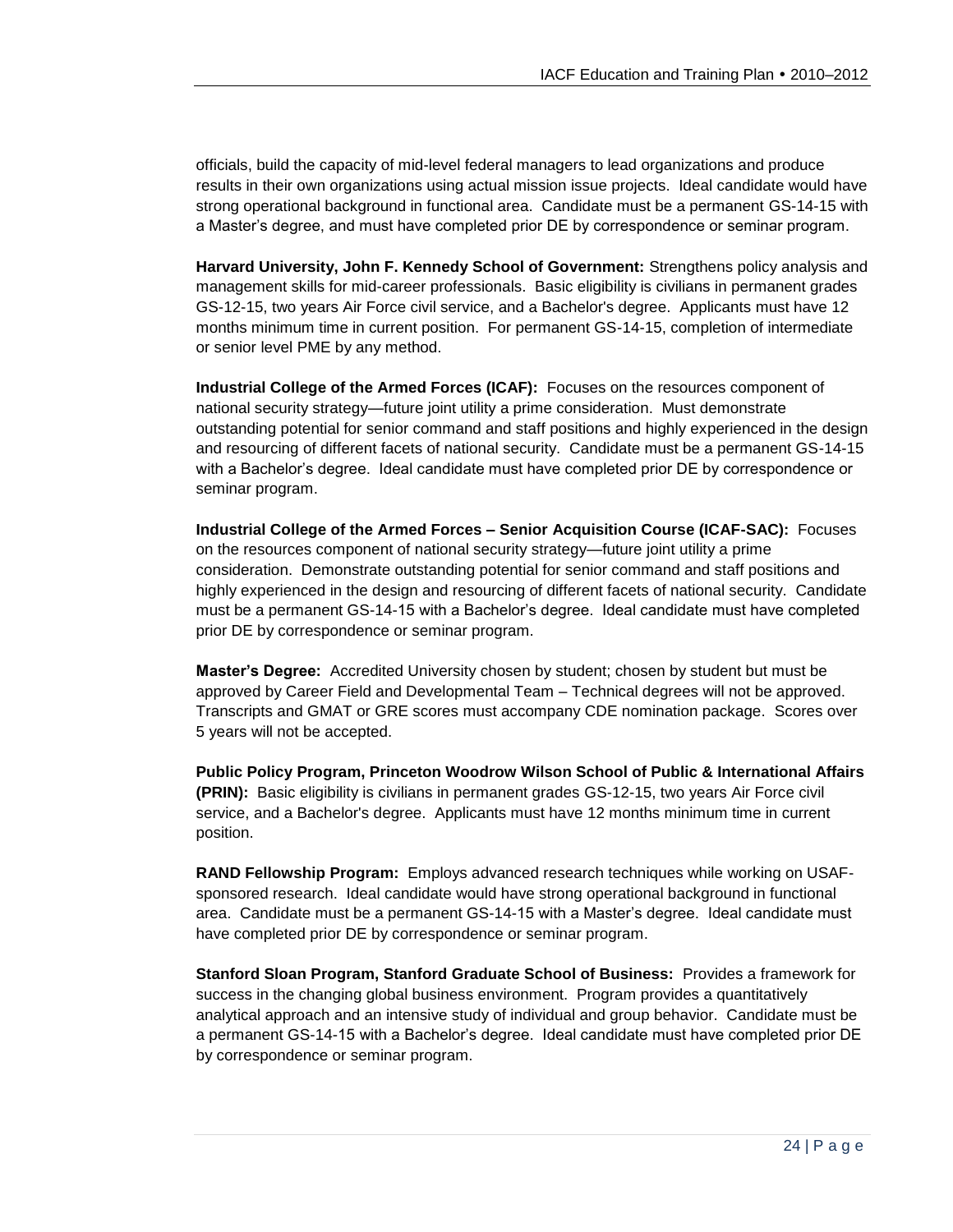officials, build the capacity of mid-level federal managers to lead organizations and produce results in their own organizations using actual mission issue projects. Ideal candidate would have strong operational background in functional area. Candidate must be a permanent GS-14-15 with a Master's degree, and must have completed prior DE by correspondence or seminar program.

**Harvard University, John F. Kennedy School of Government:** Strengthens policy analysis and management skills for mid-career professionals. Basic eligibility is civilians in permanent grades GS-12-15, two years Air Force civil service, and a Bachelor's degree. Applicants must have 12 months minimum time in current position. For permanent GS-14-15, completion of intermediate or senior level PME by any method.

**Industrial College of the Armed Forces (ICAF):** Focuses on the resources component of national security strategy—future joint utility a prime consideration. Must demonstrate outstanding potential for senior command and staff positions and highly experienced in the design and resourcing of different facets of national security. Candidate must be a permanent GS-14-15 with a Bachelor's degree. Ideal candidate must have completed prior DE by correspondence or seminar program.

**Industrial College of the Armed Forces – Senior Acquisition Course (ICAF-SAC):** Focuses on the resources component of national security strategy—future joint utility a prime consideration. Demonstrate outstanding potential for senior command and staff positions and highly experienced in the design and resourcing of different facets of national security. Candidate must be a permanent GS-14-15 with a Bachelor's degree. Ideal candidate must have completed prior DE by correspondence or seminar program.

**Master's Degree:** Accredited University chosen by student; chosen by student but must be approved by Career Field and Developmental Team – Technical degrees will not be approved. Transcripts and GMAT or GRE scores must accompany CDE nomination package. Scores over 5 years will not be accepted.

**Public Policy Program, Princeton Woodrow Wilson School of Public & International Affairs (PRIN):** Basic eligibility is civilians in permanent grades GS-12-15, two years Air Force civil service, and a Bachelor's degree. Applicants must have 12 months minimum time in current position.

**RAND Fellowship Program:** Employs advanced research techniques while working on USAF-sponsored research. Ideal candidate would have strong operational background in functional area. Candidate must be a permanent GS-14-15 with a Master's degree. Ideal candidate must have completed prior DE by correspondence or seminar program.

**Stanford Sloan Program, Stanford Graduate School of Business:** Provides a framework for success in the changing global business environment. Program provides a quantitatively analytical approach and an intensive study of individual and group behavior. Candidate must be a permanent GS-14-15 with a Bachelor's degree. Ideal candidate must have completed prior DE by correspondence or seminar program.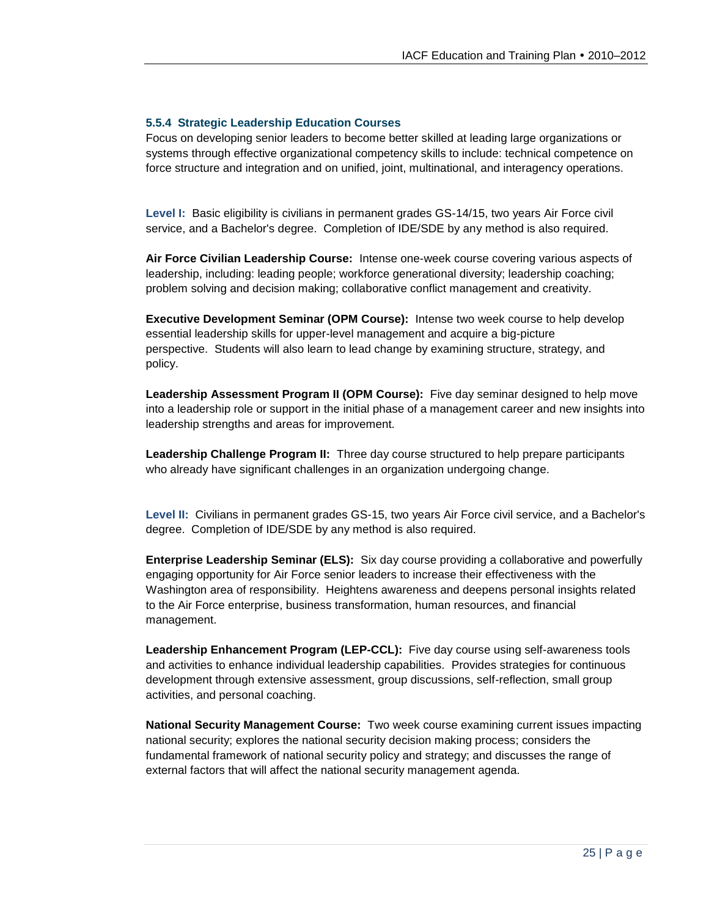### 5.5.4 Strategic Leadership Education Courses

Focus on developing senior leaders to become better skilled at leading large organizations or systems through effective organizational competency skills to include: technical competence on force structure and integration and on unified, joint, multinational, and interagency operations.

**Level I:** Basic eligibility is civilians in permanent grades GS-14/15, two years Air Force civil service, and a Bachelor's degree. Completion of IDE/SDE by any method is also required.

**Air Force Civilian Leadership Course:** Intense one-week course covering various aspects of leadership, including: leading people; workforce generational diversity; leadership coaching; problem solving and decision making; collaborative conflict management and creativity.

**Executive Development Seminar (OPM Course):** Intense two week course to help develop essential leadership skills for upper-level management and acquire a big-picture perspective. Students will also learn to lead change by examining structure, strategy, and policy.

**Leadership Assessment Program II (OPM Course):** Five day seminar designed to help move into a leadership role or support in the initial phase of a management career and new insights into leadership strengths and areas for improvement.

**Leadership Challenge Program II:** Three day course structured to help prepare participants who already have significant challenges in an organization undergoing change.

**Level II:** Civilians in permanent grades GS-15, two years Air Force civil service, and a Bachelor's degree. Completion of IDE/SDE by any method is also required.

**Enterprise Leadership Seminar (ELS):** Six day course providing a collaborative and powerfully engaging opportunity for Air Force senior leaders to increase their effectiveness with the Washington area of responsibility. Heightens awareness and deepens personal insights related to the Air Force enterprise, business transformation, human resources, and financial management.

**Leadership Enhancement Program (LEP-CCL):** Five day course using self-awareness tools and activities to enhance individual leadership capabilities. Provides strategies for continuous development through extensive assessment, group discussions, self-reflection, small group activities, and personal coaching.

**National Security Management Course:** Two week course examining current issues impacting national security; explores the national security decision making process; considers the fundamental framework of national security policy and strategy; and discusses the range of external factors that will affect the national security management agenda.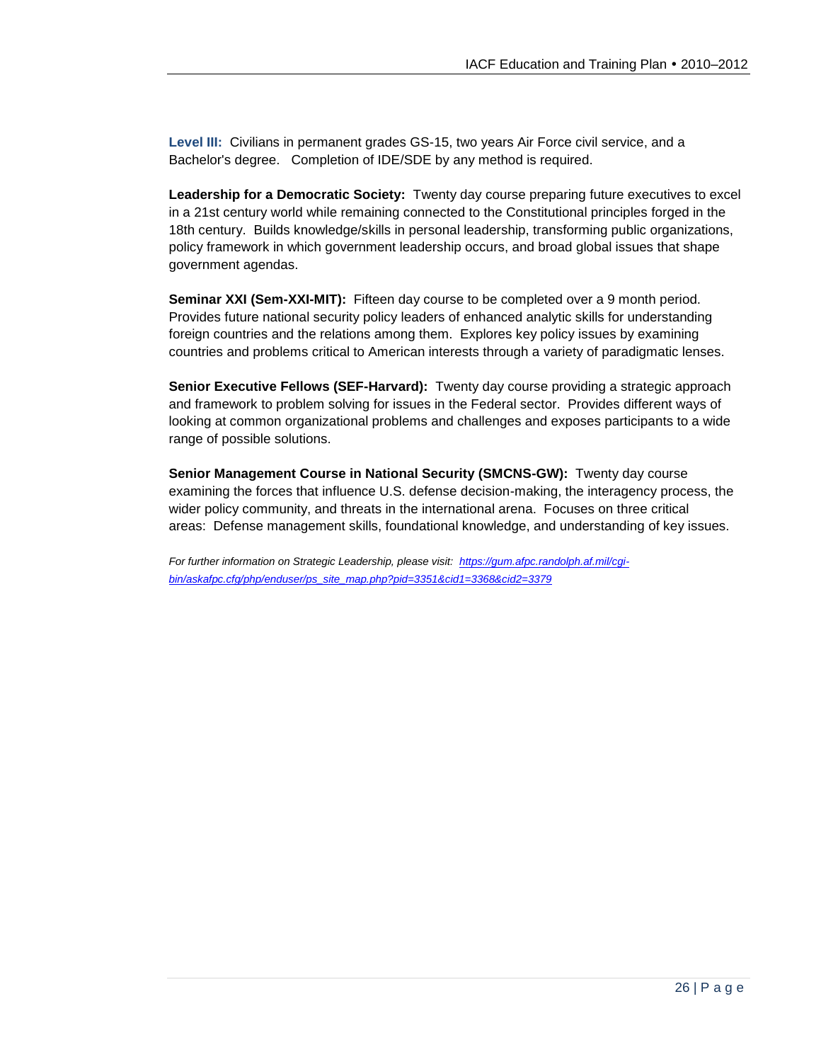**Level III:** Civilians in permanent grades GS-15, two years Air Force civil service, and a Bachelor's degree. Completion of IDE/SDE by any method is required.

**Leadership for a Democratic Society:** Twenty day course preparing future executives to excel in a 21st century world while remaining connected to the Constitutional principles forged in the 18th century. Builds knowledge/skills in personal leadership, transforming public organizations, policy framework in which government leadership occurs, and broad global issues that shape government agendas.

**Seminar XXI (Sem-XXI-MIT):** Fifteen day course to be completed over a 9 month period. Provides future national security policy leaders of enhanced analytic skills for understanding foreign countries and the relations among them. Explores key policy issues by examining countries and problems critical to American interests through a variety of paradigmatic lenses.

**Senior Executive Fellows (SEF-Harvard):** Twenty day course providing a strategic approach and framework to problem solving for issues in the Federal sector. Provides different ways of looking at common organizational problems and challenges and exposes participants to a wide range of possible solutions.

**Senior Management Course in National Security (SMCNS-GW):** Twenty day course examining the forces that influence U.S. defense decision-making, the interagency process, the wider policy community, and threats in the international arena. Focuses on three critical areas: Defense management skills, foundational knowledge, and understanding of key issues.

*For further information on Strategic Leadership, please visit: [https://gum.afpc.randolph.af.mil/cgi-bin/askafpc.cfg/php/enduser/ps_site_map.php?pid=3351&cid1=3368&cid2=3379](https://gum.afpc.randolph.af.mil/cgi-bin/askafpc.cfg/php/enduser/ps_site_map.php?pid=3351&cid1=3368&cid2=3379)*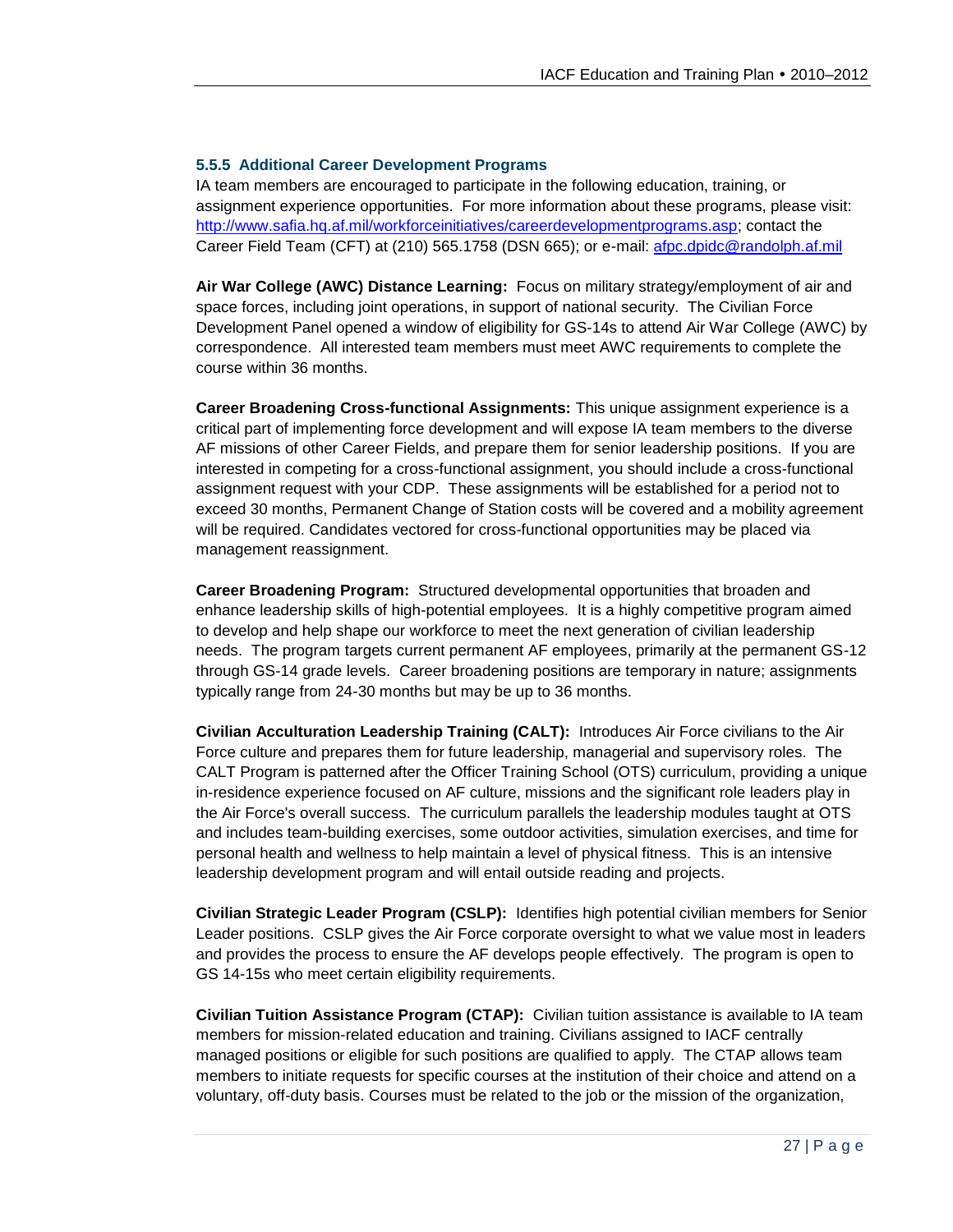### 5.5.5 Additional Career Development Programs

IA team members are encouraged to participate in the following education, training, or assignment experience opportunities. For more information about these programs, please visit: http://www.safia.hq.af.mil/workforceinitiatives/careerdevelopmentprograms.asp; contact the Career Field Team (CFT) at (210) 565.1758 (DSN 665); or e-mail: afpc.dpidc@randolph.af.mil

**Air War College (AWC) Distance Learning:** Focus on military strategy/employment of air and space forces, including joint operations, in support of national security. The Civilian Force Development Panel opened a window of eligibility for GS-14s to attend Air War College (AWC) by correspondence. All interested team members must meet AWC requirements to complete the course within 36 months.

**Career Broadening Cross-functional Assignments:** This unique assignment experience is a critical part of implementing force development and will expose IA team members to the diverse AF missions of other Career Fields, and prepare them for senior leadership positions. If you are interested in competing for a cross-functional assignment, you should include a cross-functional assignment request with your CDP. These assignments will be established for a period not to exceed 30 months, Permanent Change of Station costs will be covered and a mobility agreement will be required. Candidates vectored for cross-functional opportunities may be placed via management reassignment.

**Career Broadening Program:** Structured developmental opportunities that broaden and enhance leadership skills of high-potential employees. It is a highly competitive program aimed to develop and help shape our workforce to meet the next generation of civilian leadership needs. The program targets current permanent AF employees, primarily at the permanent GS-12 through GS-14 grade levels. Career broadening positions are temporary in nature; assignments typically range from 24-30 months but may be up to 36 months.

**Civilian Acculturation Leadership Training (CALT):** Introduces Air Force civilians to the Air Force culture and prepares them for future leadership, managerial and supervisory roles. The CALT Program is patterned after the Officer Training School (OTS) curriculum, providing a unique in-residence experience focused on AF culture, missions and the significant role leaders play in the Air Force's overall success. The curriculum parallels the leadership modules taught at OTS and includes team-building exercises, some outdoor activities, simulation exercises, and time for personal health and wellness to help maintain a level of physical fitness. This is an intensive leadership development program and will entail outside reading and projects.

**Civilian Strategic Leader Program (CSLP):** Identifies high potential civilian members for Senior Leader positions. CSLP gives the Air Force corporate oversight to what we value most in leaders and provides the process to ensure the AF develops people effectively. The program is open to GS 14-15s who meet certain eligibility requirements.

**Civilian Tuition Assistance Program (CTAP):** Civilian tuition assistance is available to IA team members for mission-related education and training. Civilians assigned to IACF centrally managed positions or eligible for such positions are qualified to apply. The CTAP allows team members to initiate requests for specific courses at the institution of their choice and attend on a voluntary, off-duty basis. Courses must be related to the job or the mission of the organization,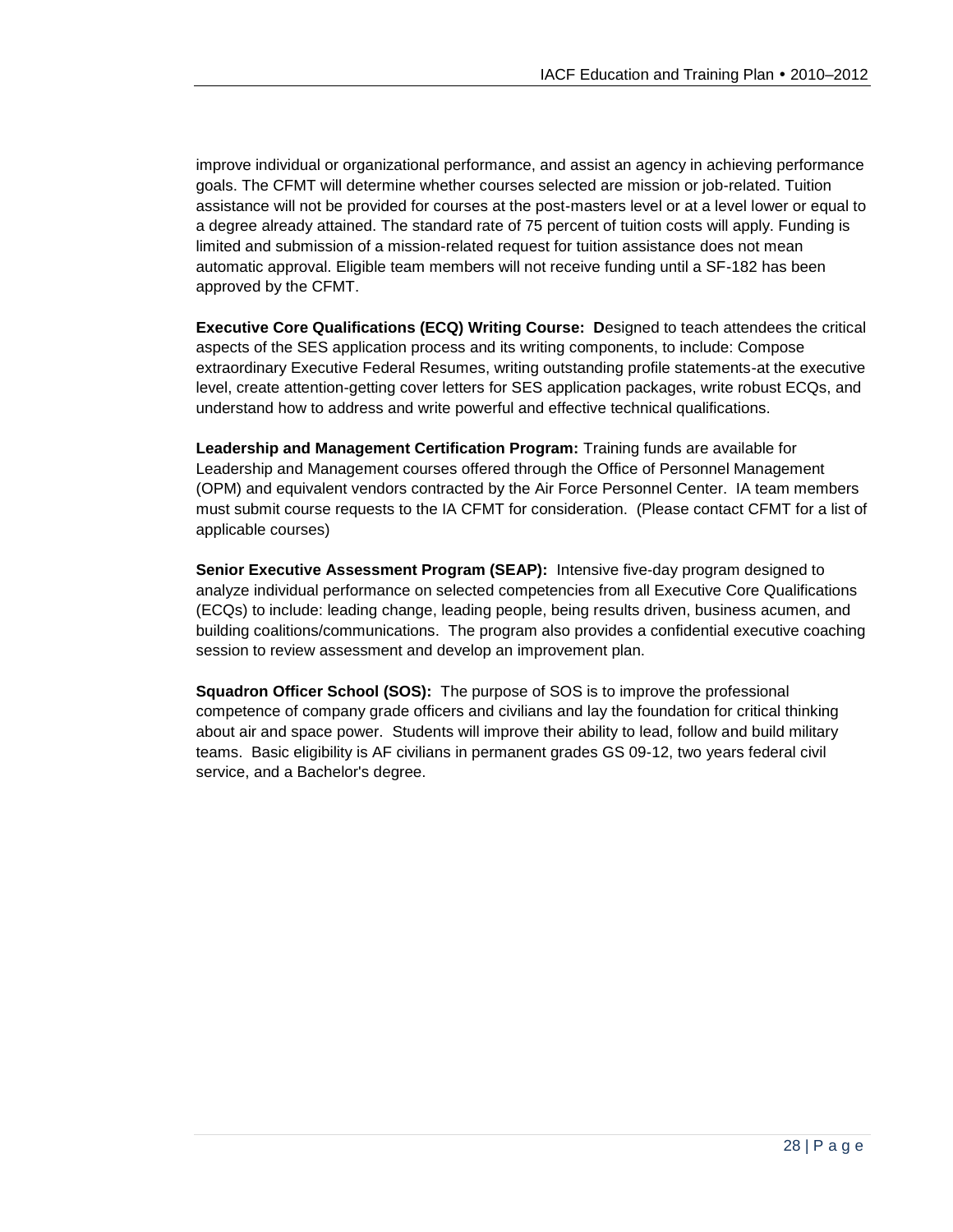improve individual or organizational performance, and assist an agency in achieving performance goals. The CFMT will determine whether courses selected are mission or job-related. Tuition assistance will not be provided for courses at the post-masters level or at a level lower or equal to a degree already attained. The standard rate of 75 percent of tuition costs will apply. Funding is limited and submission of a mission-related request for tuition assistance does not mean automatic approval. Eligible team members will not receive funding until a SF-182 has been approved by the CFMT.

**Executive Core Qualifications (ECQ) Writing Course: D**esigned to teach attendees the critical aspects of the SES application process and its writing components, to include: Compose extraordinary Executive Federal Resumes, writing outstanding profile statements-at the executive level, create attention-getting cover letters for SES application packages, write robust ECQs, and understand how to address and write powerful and effective technical qualifications.

**Leadership and Management Certification Program:** Training funds are available for Leadership and Management courses offered through the Office of Personnel Management (OPM) and equivalent vendors contracted by the Air Force Personnel Center. IA team members must submit course requests to the IA CFMT for consideration. (Please contact CFMT for a list of applicable courses)

**Senior Executive Assessment Program (SEAP):** Intensive five-day program designed to analyze individual performance on selected competencies from all Executive Core Qualifications (ECQs) to include: leading change, leading people, being results driven, business acumen, and building coalitions/communications. The program also provides a confidential executive coaching session to review assessment and develop an improvement plan.

**Squadron Officer School (SOS):** The purpose of SOS is to improve the professional competence of company grade officers and civilians and lay the foundation for critical thinking about air and space power. Students will improve their ability to lead, follow and build military teams. Basic eligibility is AF civilians in permanent grades GS 09-12, two years federal civil service, and a Bachelor's degree.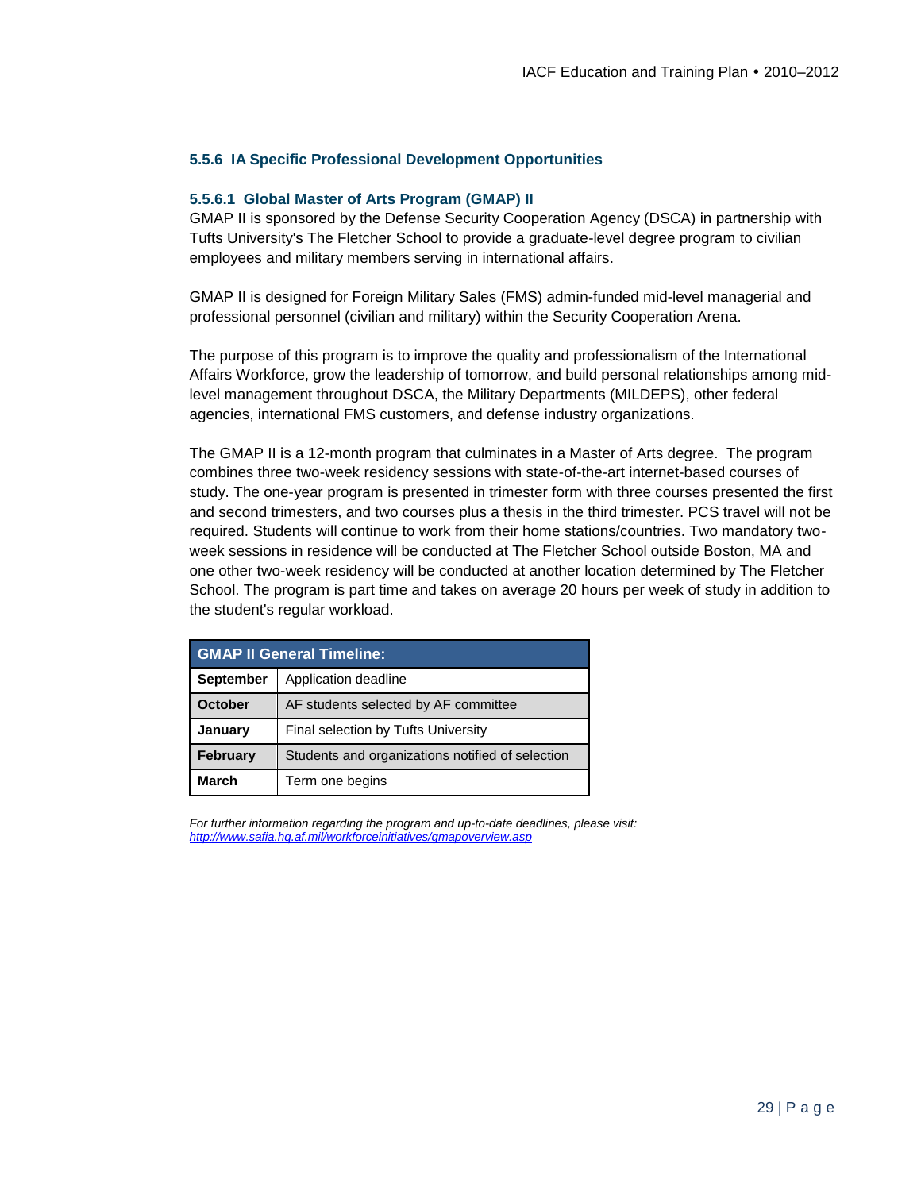### 5.5.6 IA Specific Professional Development Opportunities

#### 5.5.6.1 Global Master of Arts Program (GMAP) II

GMAP II is sponsored by the Defense Security Cooperation Agency (DSCA) in partnership with Tufts University's The Fletcher School to provide a graduate-level degree program to civilian employees and military members serving in international affairs.

GMAP II is designed for Foreign Military Sales (FMS) admin-funded mid-level managerial and professional personnel (civilian and military) within the Security Cooperation Arena.

The purpose of this program is to improve the quality and professionalism of the International Affairs Workforce, grow the leadership of tomorrow, and build personal relationships among mid-level management throughout DSCA, the Military Departments (MILDEPS), other federal agencies, international FMS customers, and defense industry organizations.

The GMAP II is a 12-month program that culminates in a Master of Arts degree. The program combines three two-week residency sessions with state-of-the-art internet-based courses of study. The one-year program is presented in trimester form with three courses presented the first and second trimesters, and two courses plus a thesis in the third trimester. PCS travel will not be required. Students will continue to work from their home stations/countries. Two mandatory two-week sessions in residence will be conducted at The Fletcher School outside Boston, MA and one other two-week residency will be conducted at another location determined by The Fletcher School. The program is part time and takes on average 20 hours per week of study in addition to the student's regular workload.

| GMAP II General Timeline: | |
|---|---|
| **September** | Application deadline |
| **October** | AF students selected by AF committee |
| **January** | Final selection by Tufts University |
| **February** | Students and organizations notified of selection |
| **March** | Term one begins |

*For further information regarding the program and up-to-date deadlines, please visit:*
*[http://www.safia.hq.af.mil/workforceinitiatives/gmapoverview.asp](http://www.safia.hq.af.mil/workforceinitiatives/gmapoverview.asp)*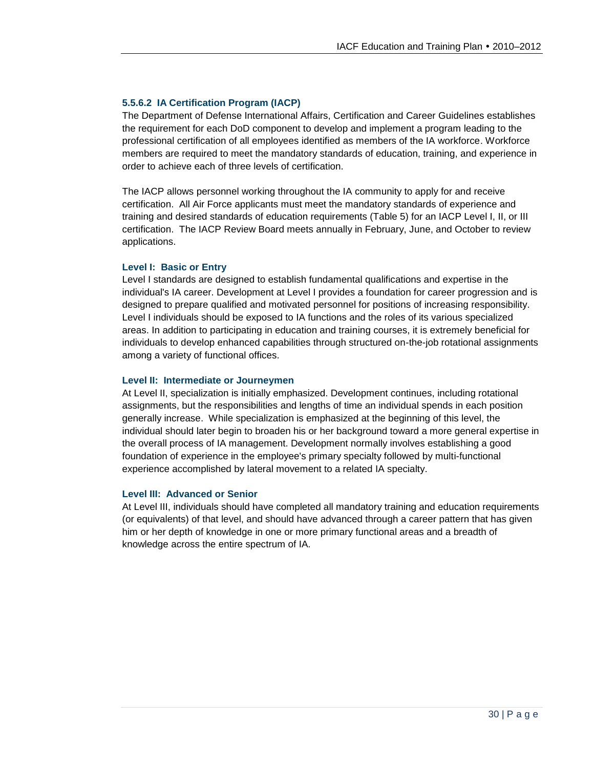### 5.5.6.2 IA Certification Program (IACP)

The Department of Defense International Affairs, Certification and Career Guidelines establishes the requirement for each DoD component to develop and implement a program leading to the professional certification of all employees identified as members of the IA workforce. Workforce members are required to meet the mandatory standards of education, training, and experience in order to achieve each of three levels of certification.

The IACP allows personnel working throughout the IA community to apply for and receive certification. All Air Force applicants must meet the mandatory standards of experience and training and desired standards of education requirements (Table 5) for an IACP Level I, II, or III certification. The IACP Review Board meets annually in February, June, and October to review applications.

#### Level I: Basic or Entry

Level I standards are designed to establish fundamental qualifications and expertise in the individual's IA career. Development at Level I provides a foundation for career progression and is designed to prepare qualified and motivated personnel for positions of increasing responsibility. Level I individuals should be exposed to IA functions and the roles of its various specialized areas. In addition to participating in education and training courses, it is extremely beneficial for individuals to develop enhanced capabilities through structured on-the-job rotational assignments among a variety of functional offices.

#### Level II: Intermediate or Journeymen

At Level II, specialization is initially emphasized. Development continues, including rotational assignments, but the responsibilities and lengths of time an individual spends in each position generally increase. While specialization is emphasized at the beginning of this level, the individual should later begin to broaden his or her background toward a more general expertise in the overall process of IA management. Development normally involves establishing a good foundation of experience in the employee's primary specialty followed by multi-functional experience accomplished by lateral movement to a related IA specialty.

#### Level III: Advanced or Senior

At Level III, individuals should have completed all mandatory training and education requirements (or equivalents) of that level, and should have advanced through a career pattern that has given him or her depth of knowledge in one or more primary functional areas and a breadth of knowledge across the entire spectrum of IA.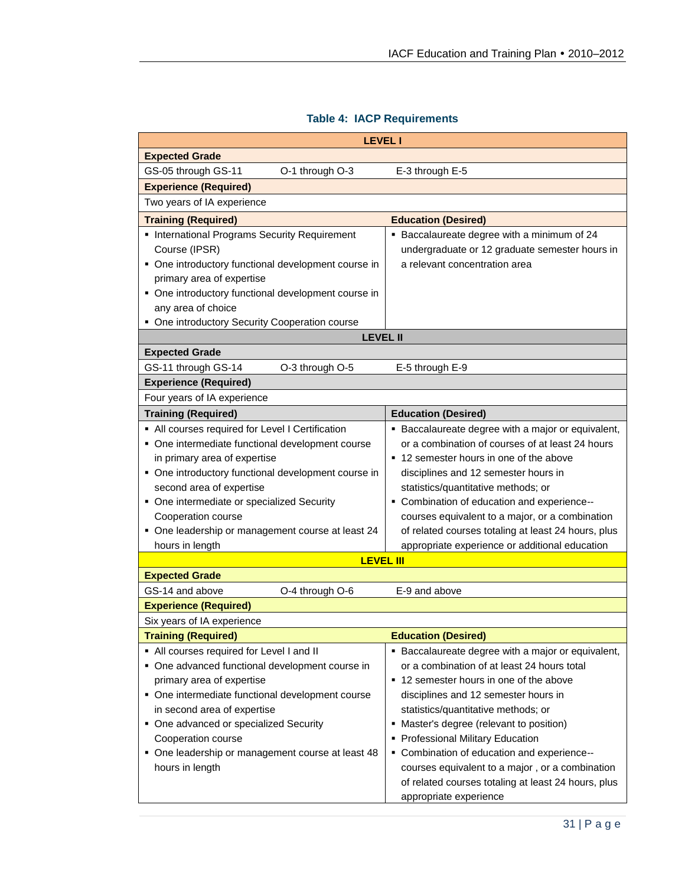**Table 4: IACP Requirements**

| LEVEL I | |
|---|---|
| **Expected Grade** | |
| GS-05 through GS-11     O-1 through O-3     E-3 through E-5 | |
| **Experience (Required)** | |
| Two years of IA experience | |
| **Training (Required)** | **Education (Desired)** |
| ▪ International Programs Security Requirement Course (IPSR)<br>▪ One introductory functional development course in primary area of expertise<br>▪ One introductory functional development course in any area of choice<br>▪ One introductory Security Cooperation course | ▪ Baccalaureate degree with a minimum of 24 undergraduate or 12 graduate semester hours in a relevant concentration area |
| **LEVEL II** | |
| **Expected Grade** | |
| GS-11 through GS-14     O-3 through O-5     E-5 through E-9 | |
| **Experience (Required)** | |
| Four years of IA experience | |
| **Training (Required)** | **Education (Desired)** |
| ▪ All courses required for Level I Certification<br>▪ One intermediate functional development course in primary area of expertise<br>▪ One introductory functional development course in second area of expertise<br>▪ One intermediate or specialized Security Cooperation course<br>▪ One leadership or management course at least 24 hours in length | ▪ Baccalaureate degree with a major or equivalent, or a combination of courses of at least 24 hours<br>▪ 12 semester hours in one of the above disciplines and 12 semester hours in statistics/quantitative methods; or<br>▪ Combination of education and experience-- courses equivalent to a major, or a combination of related courses totaling at least 24 hours, plus appropriate experience or additional education |
| **LEVEL III** | |
| **Expected Grade** | |
| GS-14 and above     O-4 through O-6     E-9 and above | |
| **Experience (Required)** | |
| Six years of IA experience | |
| **Training (Required)** | **Education (Desired)** |
| ▪ All courses required for Level I and II<br>▪ One advanced functional development course in primary area of expertise<br>▪ One intermediate functional development course in second area of expertise<br>▪ One advanced or specialized Security Cooperation course<br>▪ One leadership or management course at least 48 hours in length | ▪ Baccalaureate degree with a major or equivalent, or a combination of at least 24 hours total<br>▪ 12 semester hours in one of the above disciplines and 12 semester hours in statistics/quantitative methods; or<br>▪ Master's degree (relevant to position)<br>▪ Professional Military Education<br>▪ Combination of education and experience-- courses equivalent to a major , or a combination of related courses totaling at least 24 hours, plus appropriate experience |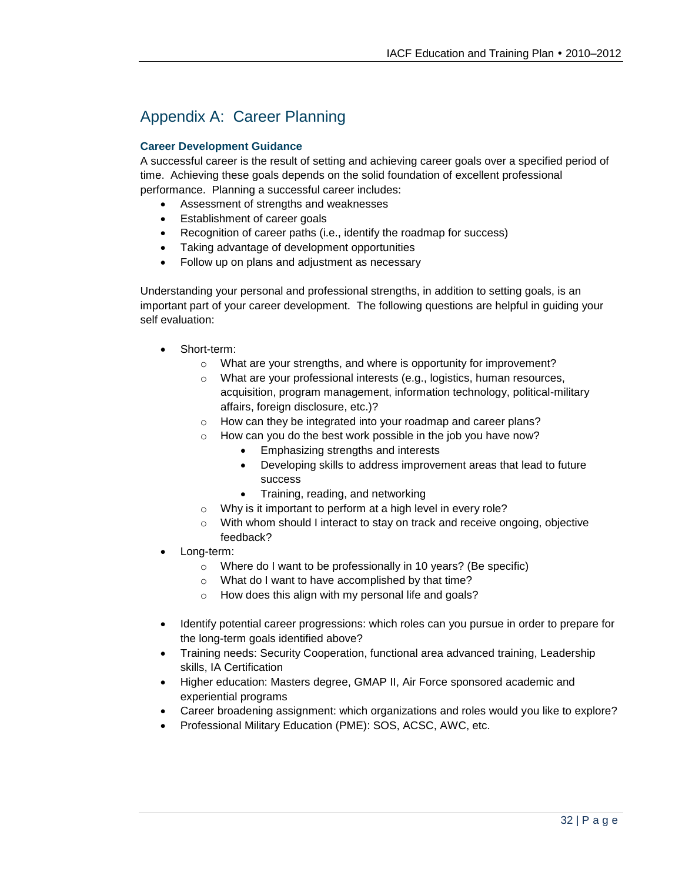# Appendix A: Career Planning

### Career Development Guidance

A successful career is the result of setting and achieving career goals over a specified period of time. Achieving these goals depends on the solid foundation of excellent professional performance. Planning a successful career includes:

- Assessment of strengths and weaknesses
- Establishment of career goals
- Recognition of career paths (i.e., identify the roadmap for success)
- Taking advantage of development opportunities
- Follow up on plans and adjustment as necessary

Understanding your personal and professional strengths, in addition to setting goals, is an important part of your career development. The following questions are helpful in guiding your self evaluation:

- Short-term:
  - What are your strengths, and where is opportunity for improvement?
  - What are your professional interests (e.g., logistics, human resources, acquisition, program management, information technology, political-military affairs, foreign disclosure, etc.)?
  - How can they be integrated into your roadmap and career plans?
  - How can you do the best work possible in the job you have now?
    - Emphasizing strengths and interests
    - Developing skills to address improvement areas that lead to future success
    - Training, reading, and networking
  - Why is it important to perform at a high level in every role?
  - With whom should I interact to stay on track and receive ongoing, objective feedback?
- Long-term:
  - Where do I want to be professionally in 10 years? (Be specific)
  - What do I want to have accomplished by that time?
  - How does this align with my personal life and goals?

- Identify potential career progressions: which roles can you pursue in order to prepare for the long-term goals identified above?
- Training needs: Security Cooperation, functional area advanced training, Leadership skills, IA Certification
- Higher education: Masters degree, GMAP II, Air Force sponsored academic and experiential programs
- Career broadening assignment: which organizations and roles would you like to explore?
- Professional Military Education (PME): SOS, ACSC, AWC, etc.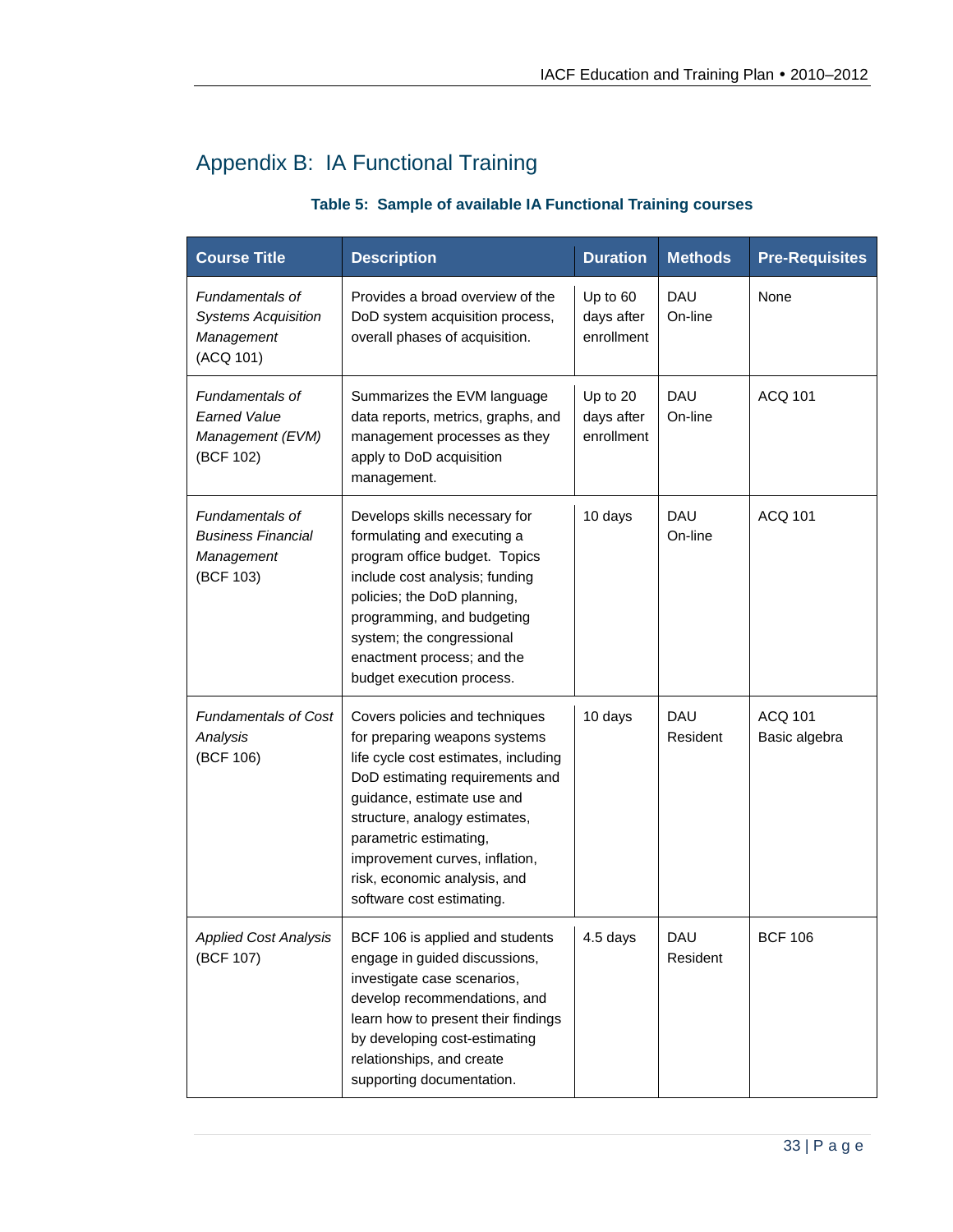## Appendix B: IA Functional Training

**Table 5: Sample of available IA Functional Training courses**

| Course Title | Description | Duration | Methods | Pre-Requisites |
|---|---|---|---|---|
| *Fundamentals of Systems Acquisition Management* (ACQ 101) | Provides a broad overview of the DoD system acquisition process, overall phases of acquisition. | Up to 60 days after enrollment | DAU On-line | None |
| *Fundamentals of Earned Value Management (EVM)* (BCF 102) | Summarizes the EVM language data reports, metrics, graphs, and management processes as they apply to DoD acquisition management. | Up to 20 days after enrollment | DAU On-line | ACQ 101 |
| *Fundamentals of Business Financial Management* (BCF 103) | Develops skills necessary for formulating and executing a program office budget. Topics include cost analysis; funding policies; the DoD planning, programming, and budgeting system; the congressional enactment process; and the budget execution process. | 10 days | DAU On-line | ACQ 101 |
| *Fundamentals of Cost Analysis* (BCF 106) | Covers policies and techniques for preparing weapons systems life cycle cost estimates, including DoD estimating requirements and guidance, estimate use and structure, analogy estimates, parametric estimating, improvement curves, inflation, risk, economic analysis, and software cost estimating. | 10 days | DAU Resident | ACQ 101 Basic algebra |
| *Applied Cost Analysis* (BCF 107) | BCF 106 is applied and students engage in guided discussions, investigate case scenarios, develop recommendations, and learn how to present their findings by developing cost-estimating relationships, and create supporting documentation. | 4.5 days | DAU Resident | BCF 106 |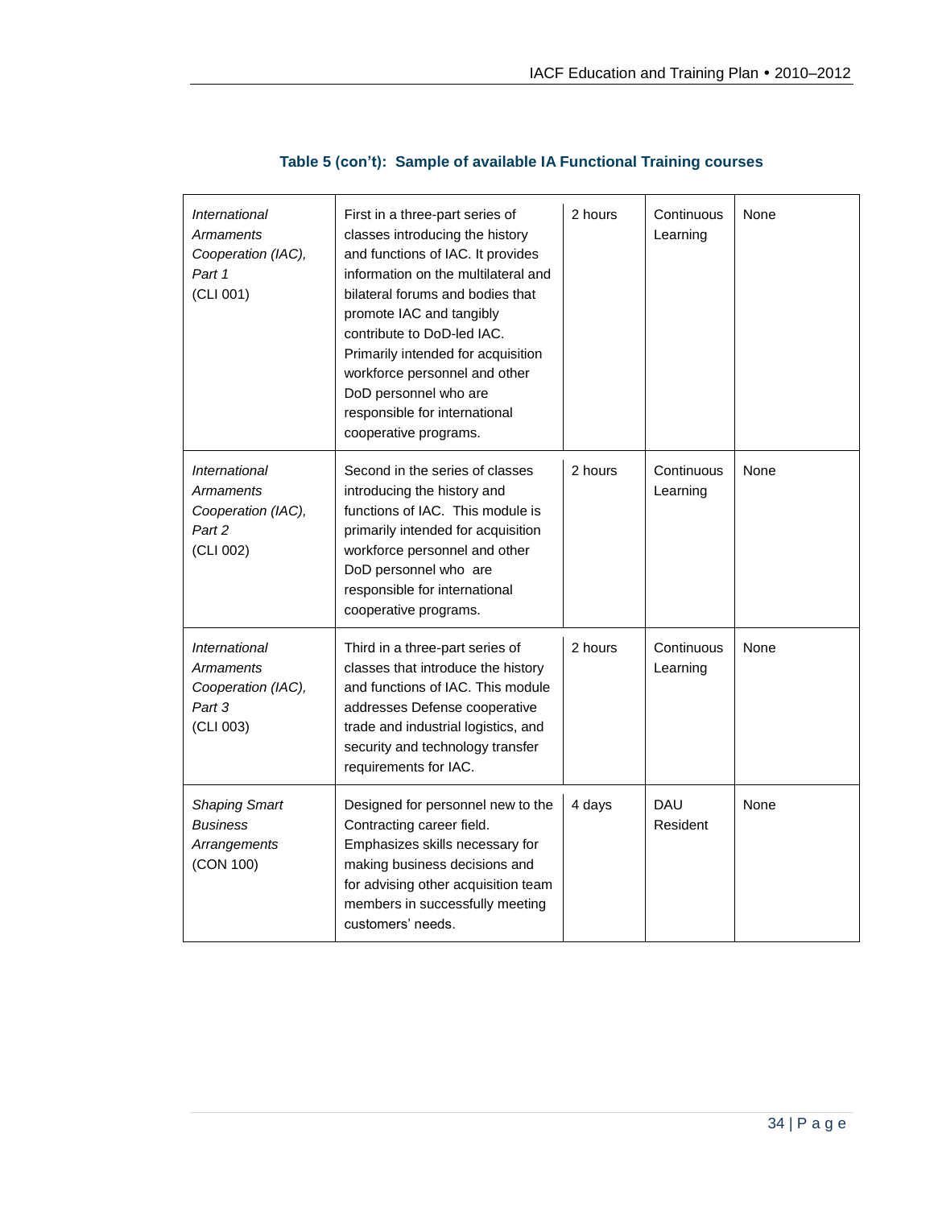**Table 5 (con't): Sample of available IA Functional Training courses**

| | | | | |
|---|---|---|---|---|
| *International Armaments Cooperation (IAC), Part 1* (CLI 001) | First in a three-part series of classes introducing the history and functions of IAC. It provides information on the multilateral and bilateral forums and bodies that promote IAC and tangibly contribute to DoD-led IAC. Primarily intended for acquisition workforce personnel and other DoD personnel who are responsible for international cooperative programs. | 2 hours | Continuous Learning | None |
| *International Armaments Cooperation (IAC), Part 2* (CLI 002) | Second in the series of classes introducing the history and functions of IAC. This module is primarily intended for acquisition workforce personnel and other DoD personnel who are responsible for international cooperative programs. | 2 hours | Continuous Learning | None |
| *International Armaments Cooperation (IAC), Part 3* (CLI 003) | Third in a three-part series of classes that introduce the history and functions of IAC. This module addresses Defense cooperative trade and industrial logistics, and security and technology transfer requirements for IAC. | 2 hours | Continuous Learning | None |
| *Shaping Smart Business Arrangements* (CON 100) | Designed for personnel new to the Contracting career field. Emphasizes skills necessary for making business decisions and for advising other acquisition team members in successfully meeting customers' needs. | 4 days | DAU Resident | None |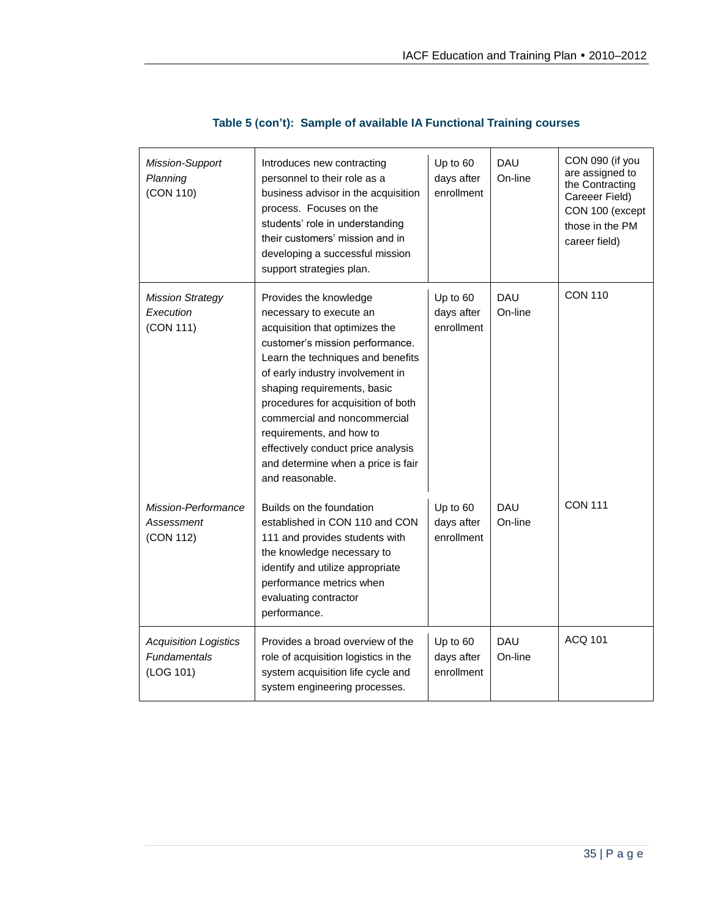**Table 5 (con't): Sample of available IA Functional Training courses**

| | | | | |
|---|---|---|---|---|
| *Mission-Support Planning* (CON 110) | Introduces new contracting personnel to their role as a business advisor in the acquisition process. Focuses on the students' role in understanding their customers' mission and in developing a successful mission support strategies plan. | Up to 60 days after enrollment | DAU On-line | CON 090 (if you are assigned to the Contracting Careeer Field) CON 100 (except those in the PM career field) |
| *Mission Strategy Execution* (CON 111) | Provides the knowledge necessary to execute an acquisition that optimizes the customer's mission performance. Learn the techniques and benefits of early industry involvement in shaping requirements, basic procedures for acquisition of both commercial and noncommercial requirements, and how to effectively conduct price analysis and determine when a price is fair and reasonable. | Up to 60 days after enrollment | DAU On-line | CON 110 |
| *Mission-Performance Assessment* (CON 112) | Builds on the foundation established in CON 110 and CON 111 and provides students with the knowledge necessary to identify and utilize appropriate performance metrics when evaluating contractor performance. | Up to 60 days after enrollment | DAU On-line | CON 111 |
| *Acquisition Logistics Fundamentals* (LOG 101) | Provides a broad overview of the role of acquisition logistics in the system acquisition life cycle and system engineering processes. | Up to 60 days after enrollment | DAU On-line | ACQ 101 |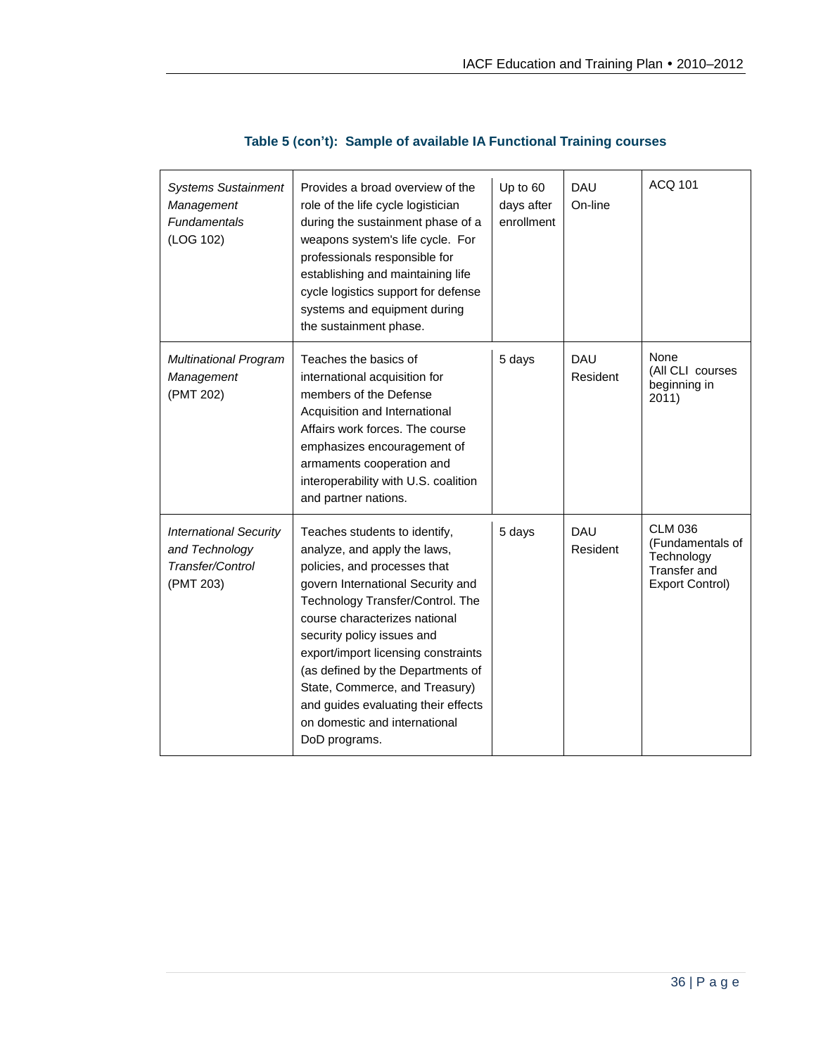**Table 5 (con't): Sample of available IA Functional Training courses**

| | | | | |
|---|---|---|---|---|
| *Systems Sustainment Management Fundamentals* (LOG 102) | Provides a broad overview of the role of the life cycle logistician during the sustainment phase of a weapons system's life cycle. For professionals responsible for establishing and maintaining life cycle logistics support for defense systems and equipment during the sustainment phase. | Up to 60 days after enrollment | DAU On-line | ACQ 101 |
| *Multinational Program Management* (PMT 202) | Teaches the basics of international acquisition for members of the Defense Acquisition and International Affairs work forces. The course emphasizes encouragement of armaments cooperation and interoperability with U.S. coalition and partner nations. | 5 days | DAU Resident | None (All CLI courses beginning in 2011) |
| *International Security and Technology Transfer/Control* (PMT 203) | Teaches students to identify, analyze, and apply the laws, policies, and processes that govern International Security and Technology Transfer/Control. The course characterizes national security policy issues and export/import licensing constraints (as defined by the Departments of State, Commerce, and Treasury) and guides evaluating their effects on domestic and international DoD programs. | 5 days | DAU Resident | CLM 036 (Fundamentals of Technology Transfer and Export Control) |